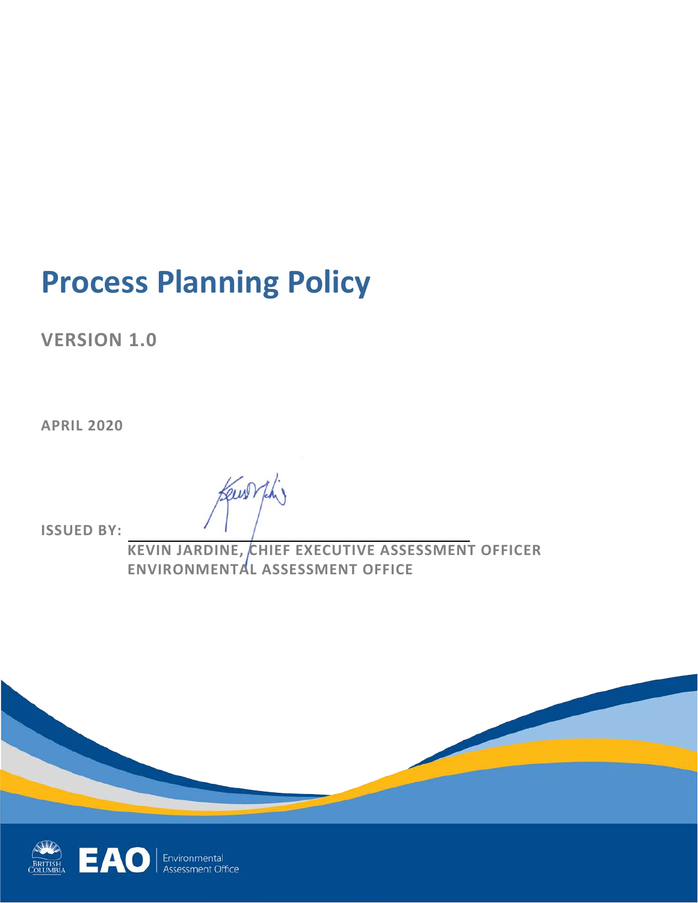# Process Planning Policy

**VERSION 1.0**

**APRIL 2020**

**ISSUED BY:**

**KEVIN JARDINE, CHIEF EXECUTIVE ASSESSMENT OFFICER**
**ENVIRONMENTAL ASSESSMENT OFFICE**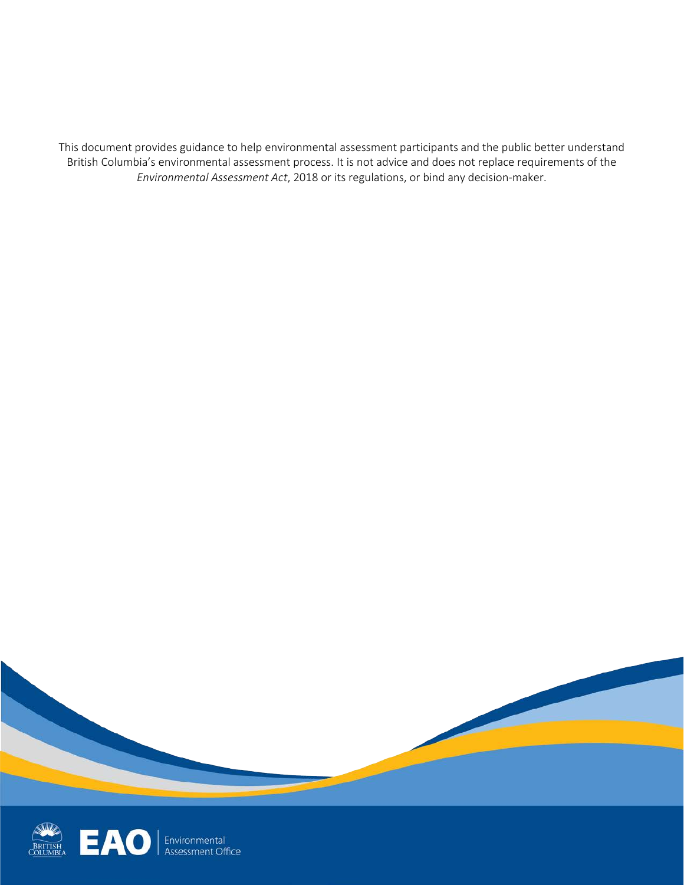This document provides guidance to help environmental assessment participants and the public better understand British Columbia's environmental assessment process. It is not advice and does not replace requirements of the *Environmental Assessment Act*, 2018 or its regulations, or bind any decision-maker.

EAO | Environmental Assessment Office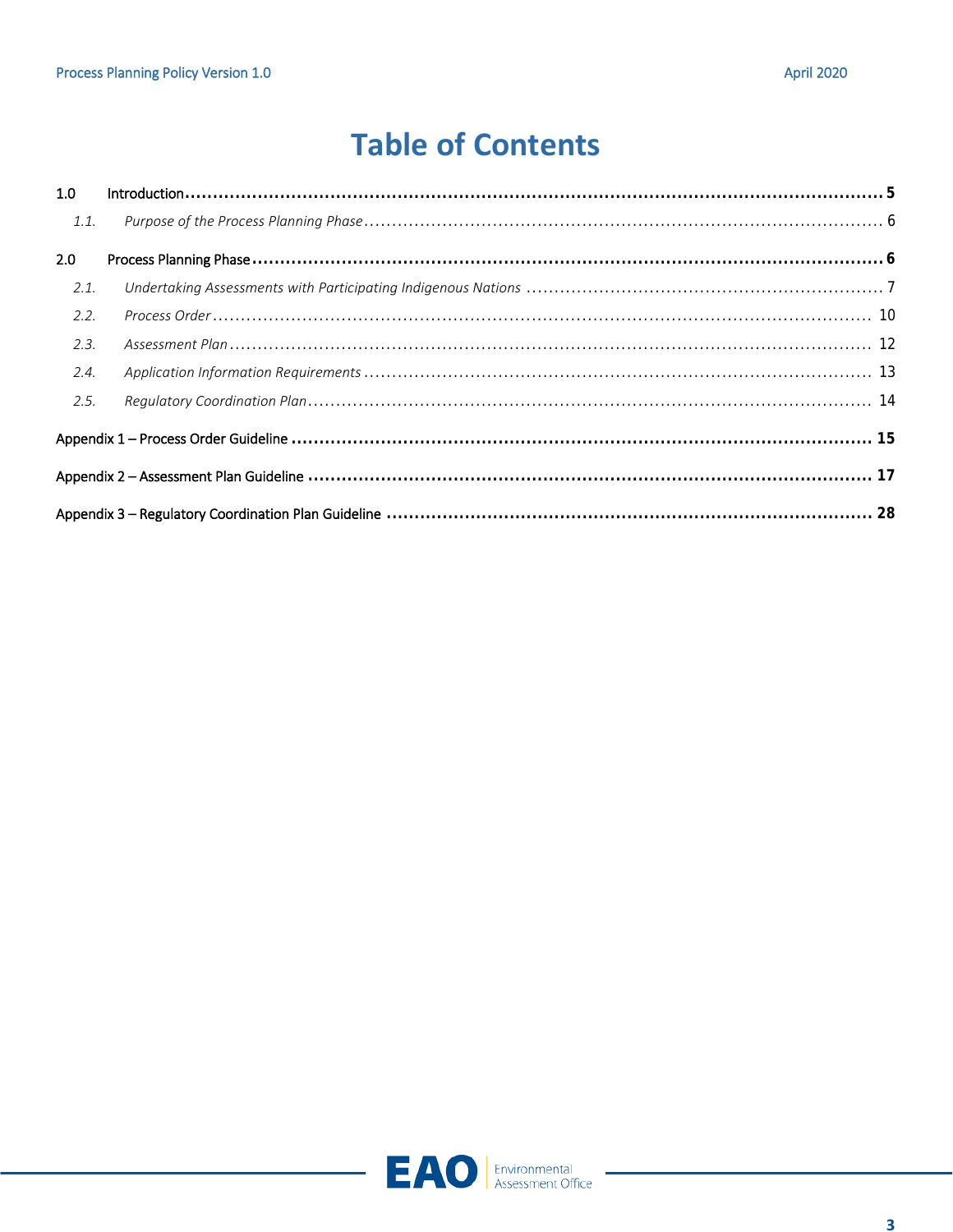# Table of Contents

**1.0 Introduction** ..... **5**

*1.1. Purpose of the Process Planning Phase* ..... 6

**2.0 Process Planning Phase** ..... **6**

*2.1. Undertaking Assessments with Participating Indigenous Nations* ..... 7

*2.2. Process Order* ..... 10

*2.3. Assessment Plan* ..... 12

*2.4. Application Information Requirements* ..... 13

*2.5. Regulatory Coordination Plan* ..... 14

**Appendix 1 – Process Order Guideline** ..... **15**

**Appendix 2 – Assessment Plan Guideline** ..... **17**

**Appendix 3 – Regulatory Coordination Plan Guideline** ..... **28**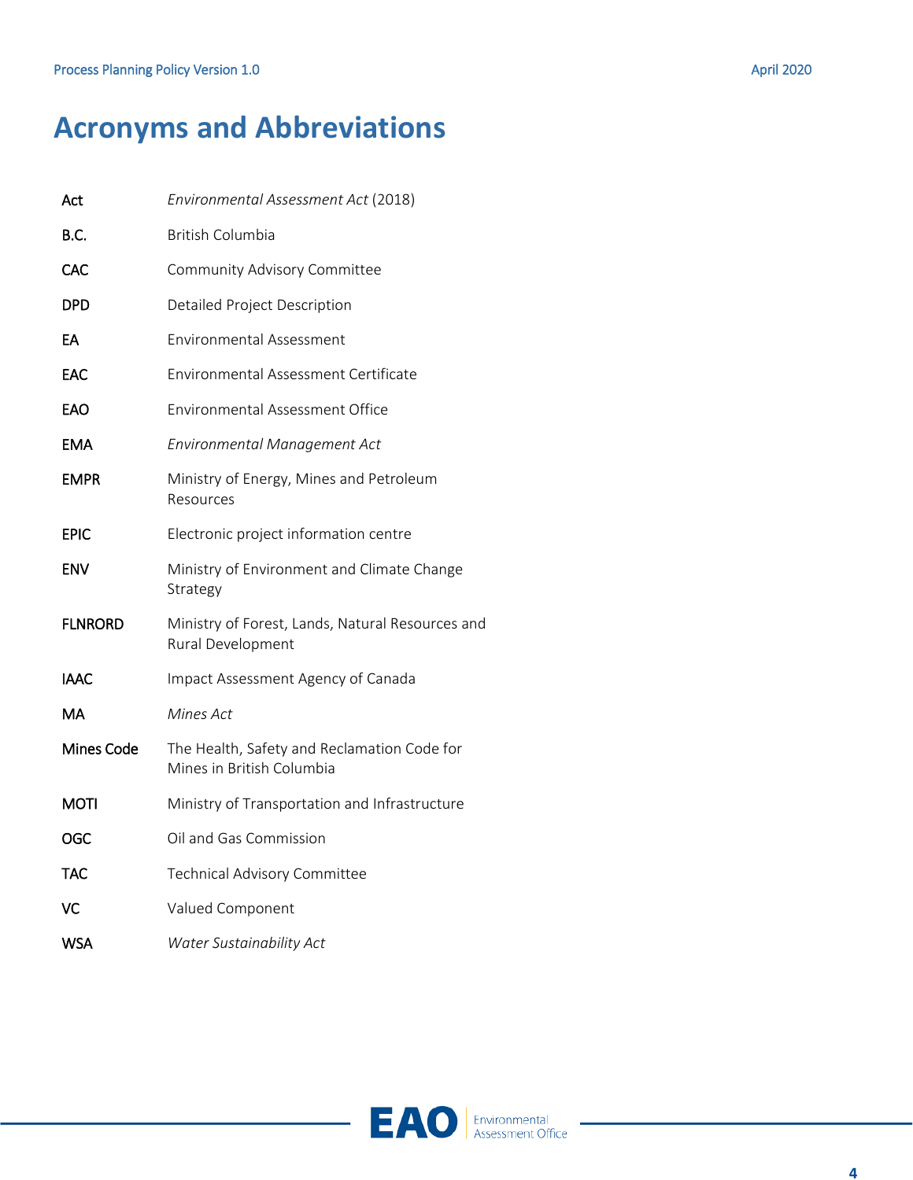# Acronyms and Abbreviations

| | |
|---|---|
| Act | *Environmental Assessment Act* (2018) |
| B.C. | British Columbia |
| CAC | Community Advisory Committee |
| DPD | Detailed Project Description |
| EA | Environmental Assessment |
| EAC | Environmental Assessment Certificate |
| EAO | Environmental Assessment Office |
| EMA | *Environmental Management Act* |
| EMPR | Ministry of Energy, Mines and Petroleum Resources |
| EPIC | Electronic project information centre |
| ENV | Ministry of Environment and Climate Change Strategy |
| FLNRORD | Ministry of Forest, Lands, Natural Resources and Rural Development |
| IAAC | Impact Assessment Agency of Canada |
| MA | *Mines Act* |
| Mines Code | The Health, Safety and Reclamation Code for Mines in British Columbia |
| MOTI | Ministry of Transportation and Infrastructure |
| OGC | Oil and Gas Commission |
| TAC | Technical Advisory Committee |
| VC | Valued Component |
| WSA | *Water Sustainability Act* |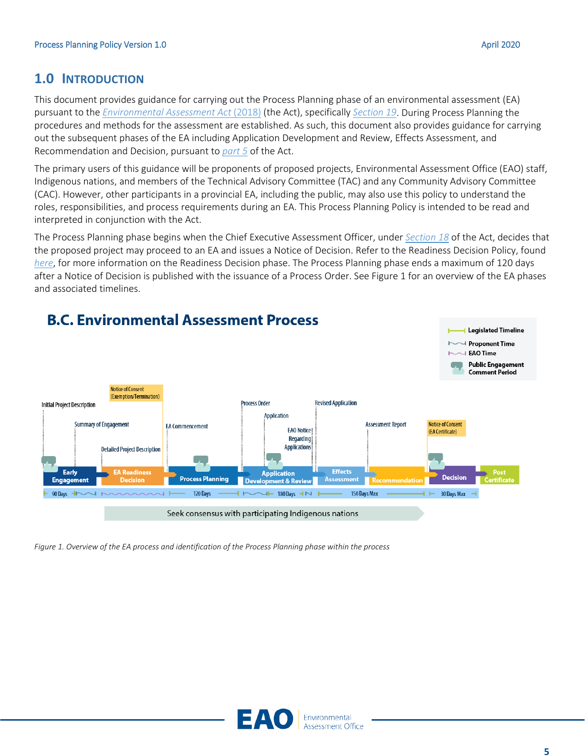## 1.0 INTRODUCTION

This document provides guidance for carrying out the Process Planning phase of an environmental assessment (EA) pursuant to the *Environmental Assessment Act* (2018) (the Act), specifically *Section 19*. During Process Planning the procedures and methods for the assessment are established. As such, this document also provides guidance for carrying out the subsequent phases of the EA including Application Development and Review, Effects Assessment, and Recommendation and Decision, pursuant to *part 5* of the Act.

The primary users of this guidance will be proponents of proposed projects, Environmental Assessment Office (EAO) staff, Indigenous nations, and members of the Technical Advisory Committee (TAC) and any Community Advisory Committee (CAC). However, other participants in a provincial EA, including the public, may also use this policy to understand the roles, responsibilities, and process requirements during an EA. This Process Planning Policy is intended to be read and interpreted in conjunction with the Act.

The Process Planning phase begins when the Chief Executive Assessment Officer, under *Section 18* of the Act, decides that the proposed project may proceed to an EA and issues a Notice of Decision. Refer to the Readiness Decision Policy, found *here*, for more information on the Readiness Decision phase. The Process Planning phase ends a maximum of 120 days after a Notice of Decision is published with the issuance of a Process Order. See Figure 1 for an overview of the EA phases and associated timelines.

**B.C. Environmental Assessment Process**

Legislated Timeline
Proponent Time
EAO Time
Public Engagement Comment Period

Initial Project Description
Summary of Engagement
Detailed Project Description
Notice of Consent (Exemption/Termination)
EA Commencement
Process Order
Application
EAO Notice Regarding Applications
Revised Application
Assessment Report
Notice of Consent (EA Certificate)

Early Engagement
EA Readiness Decision
Process Planning
Application Development & Review
Effects Assessment
Recommendation
Decision
Post Certificate

90 Days
120 Days
180 Days
150 Days Max
30 Days Max

Seek consensus with participating Indigenous nations

*Figure 1. Overview of the EA process and identification of the Process Planning phase within the process*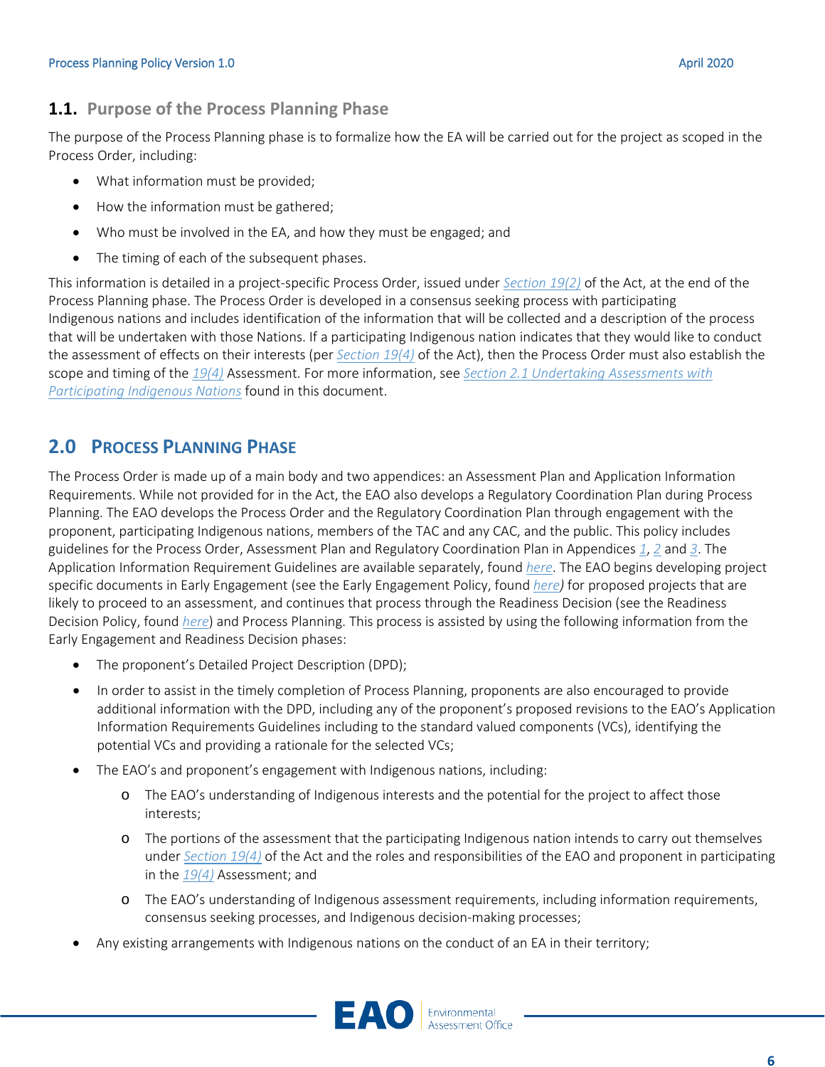## 1.1. Purpose of the Process Planning Phase

The purpose of the Process Planning phase is to formalize how the EA will be carried out for the project as scoped in the Process Order, including:

- What information must be provided;
- How the information must be gathered;
- Who must be involved in the EA, and how they must be engaged; and
- The timing of each of the subsequent phases.

This information is detailed in a project-specific Process Order, issued under *Section 19(2)* of the Act, at the end of the Process Planning phase. The Process Order is developed in a consensus seeking process with participating Indigenous nations and includes identification of the information that will be collected and a description of the process that will be undertaken with those Nations. If a participating Indigenous nation indicates that they would like to conduct the assessment of effects on their interests (per *Section 19(4)* of the Act), then the Process Order must also establish the scope and timing of the *19(4)* Assessment. For more information, see *Section 2.1 Undertaking Assessments with Participating Indigenous Nations* found in this document.

# 2.0 Process Planning Phase

The Process Order is made up of a main body and two appendices: an Assessment Plan and Application Information Requirements. While not provided for in the Act, the EAO also develops a Regulatory Coordination Plan during Process Planning. The EAO develops the Process Order and the Regulatory Coordination Plan through engagement with the proponent, participating Indigenous nations, members of the TAC and any CAC, and the public. This policy includes guidelines for the Process Order, Assessment Plan and Regulatory Coordination Plan in Appendices *1*, *2* and *3*. The Application Information Requirement Guidelines are available separately, found *here*. The EAO begins developing project specific documents in Early Engagement (see the Early Engagement Policy, found *here*) for proposed projects that are likely to proceed to an assessment, and continues that process through the Readiness Decision (see the Readiness Decision Policy, found *here*) and Process Planning. This process is assisted by using the following information from the Early Engagement and Readiness Decision phases:

- The proponent's Detailed Project Description (DPD);
- In order to assist in the timely completion of Process Planning, proponents are also encouraged to provide additional information with the DPD, including any of the proponent's proposed revisions to the EAO's Application Information Requirements Guidelines including to the standard valued components (VCs), identifying the potential VCs and providing a rationale for the selected VCs;
- The EAO's and proponent's engagement with Indigenous nations, including:
  - The EAO's understanding of Indigenous interests and the potential for the project to affect those interests;
  - The portions of the assessment that the participating Indigenous nation intends to carry out themselves under *Section 19(4)* of the Act and the roles and responsibilities of the EAO and proponent in participating in the *19(4)* Assessment; and
  - The EAO's understanding of Indigenous assessment requirements, including information requirements, consensus seeking processes, and Indigenous decision-making processes;
- Any existing arrangements with Indigenous nations on the conduct of an EA in their territory;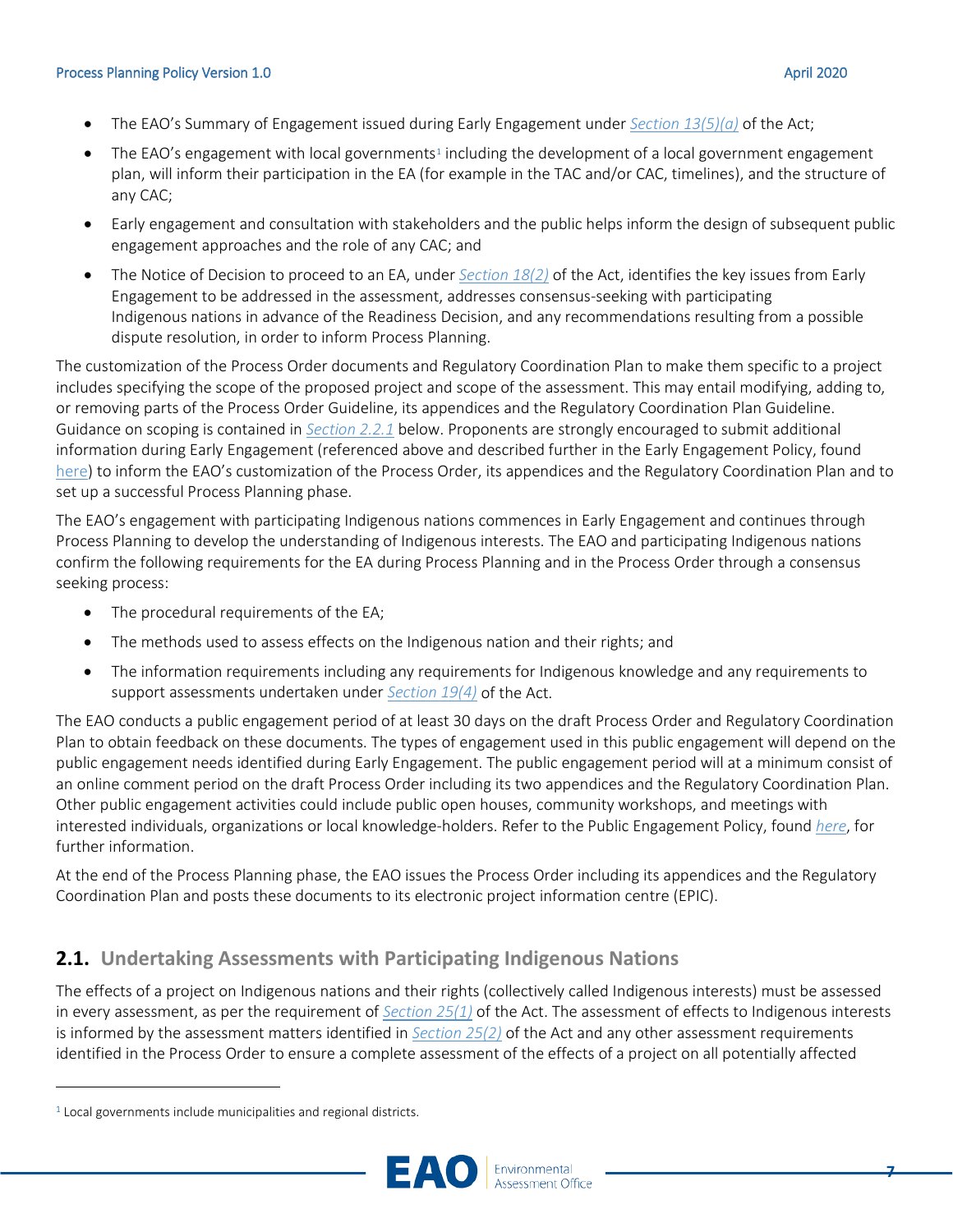- The EAO's Summary of Engagement issued during Early Engagement under *Section 13(5)(a)* of the Act;
- The EAO's engagement with local governments[1] including the development of a local government engagement plan, will inform their participation in the EA (for example in the TAC and/or CAC, timelines), and the structure of any CAC;
- Early engagement and consultation with stakeholders and the public helps inform the design of subsequent public engagement approaches and the role of any CAC; and
- The Notice of Decision to proceed to an EA, under *Section 18(2)* of the Act, identifies the key issues from Early Engagement to be addressed in the assessment, addresses consensus-seeking with participating Indigenous nations in advance of the Readiness Decision, and any recommendations resulting from a possible dispute resolution, in order to inform Process Planning.

The customization of the Process Order documents and Regulatory Coordination Plan to make them specific to a project includes specifying the scope of the proposed project and scope of the assessment. This may entail modifying, adding to, or removing parts of the Process Order Guideline, its appendices and the Regulatory Coordination Plan Guideline. Guidance on scoping is contained in *Section 2.2.1* below. Proponents are strongly encouraged to submit additional information during Early Engagement (referenced above and described further in the Early Engagement Policy, found here) to inform the EAO's customization of the Process Order, its appendices and the Regulatory Coordination Plan and to set up a successful Process Planning phase.

The EAO's engagement with participating Indigenous nations commences in Early Engagement and continues through Process Planning to develop the understanding of Indigenous interests. The EAO and participating Indigenous nations confirm the following requirements for the EA during Process Planning and in the Process Order through a consensus seeking process:

- The procedural requirements of the EA;
- The methods used to assess effects on the Indigenous nation and their rights; and
- The information requirements including any requirements for Indigenous knowledge and any requirements to support assessments undertaken under *Section 19(4)* of the Act.

The EAO conducts a public engagement period of at least 30 days on the draft Process Order and Regulatory Coordination Plan to obtain feedback on these documents. The types of engagement used in this public engagement will depend on the public engagement needs identified during Early Engagement. The public engagement period will at a minimum consist of an online comment period on the draft Process Order including its two appendices and the Regulatory Coordination Plan. Other public engagement activities could include public open houses, community workshops, and meetings with interested individuals, organizations or local knowledge-holders. Refer to the Public Engagement Policy, found *here*, for further information.

At the end of the Process Planning phase, the EAO issues the Process Order including its appendices and the Regulatory Coordination Plan and posts these documents to its electronic project information centre (EPIC).

## 2.1. Undertaking Assessments with Participating Indigenous Nations

The effects of a project on Indigenous nations and their rights (collectively called Indigenous interests) must be assessed in every assessment, as per the requirement of *Section 25(1)* of the Act. The assessment of effects to Indigenous interests is informed by the assessment matters identified in *Section 25(2)* of the Act and any other assessment requirements identified in the Process Order to ensure a complete assessment of the effects of a project on all potentially affected

[1] Local governments include municipalities and regional districts.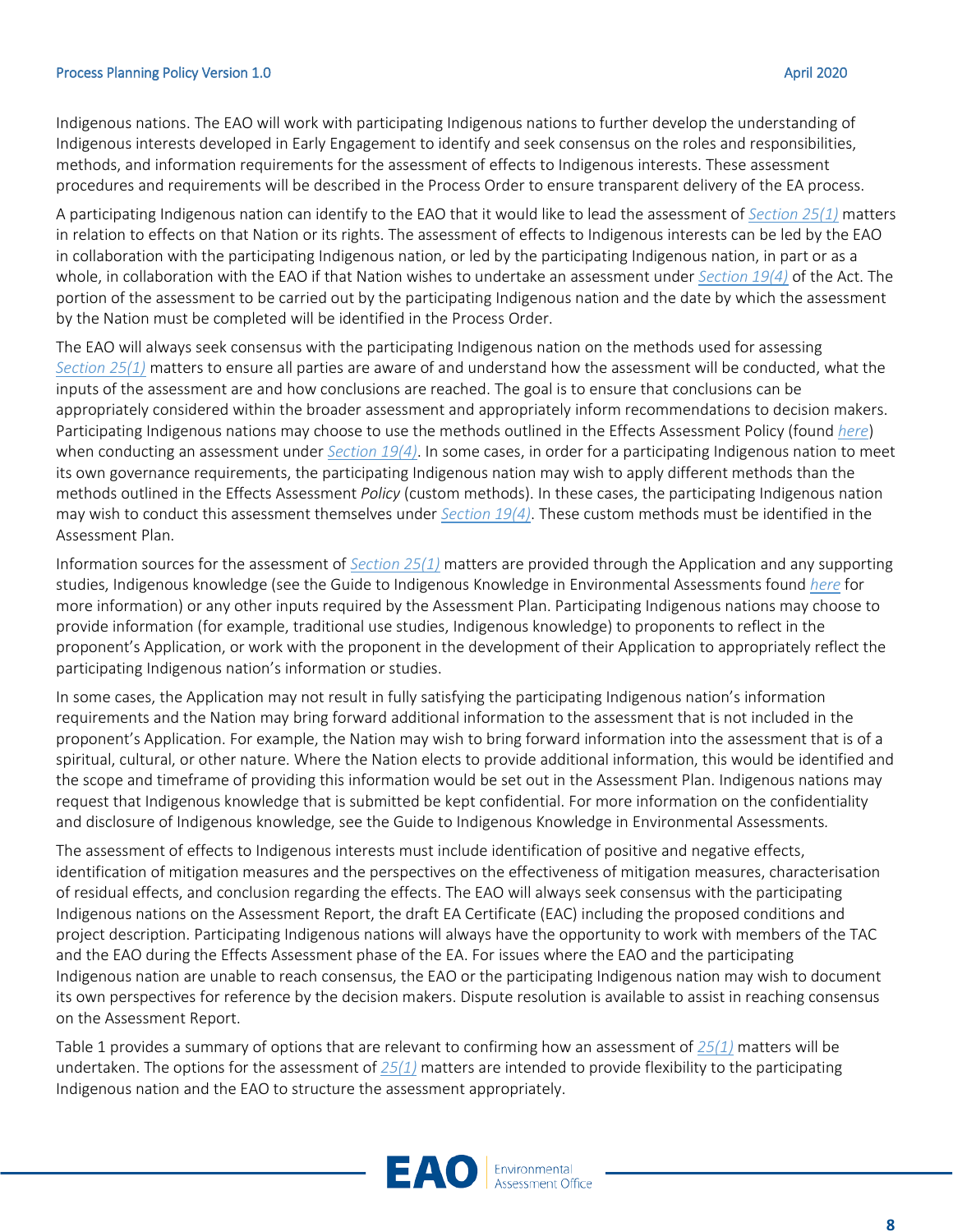Indigenous nations. The EAO will work with participating Indigenous nations to further develop the understanding of Indigenous interests developed in Early Engagement to identify and seek consensus on the roles and responsibilities, methods, and information requirements for the assessment of effects to Indigenous interests. These assessment procedures and requirements will be described in the Process Order to ensure transparent delivery of the EA process.

A participating Indigenous nation can identify to the EAO that it would like to lead the assessment of *Section 25(1)* matters in relation to effects on that Nation or its rights. The assessment of effects to Indigenous interests can be led by the EAO in collaboration with the participating Indigenous nation, or led by the participating Indigenous nation, in part or as a whole, in collaboration with the EAO if that Nation wishes to undertake an assessment under *Section 19(4)* of the Act. The portion of the assessment to be carried out by the participating Indigenous nation and the date by which the assessment by the Nation must be completed will be identified in the Process Order.

The EAO will always seek consensus with the participating Indigenous nation on the methods used for assessing *Section 25(1)* matters to ensure all parties are aware of and understand how the assessment will be conducted, what the inputs of the assessment are and how conclusions are reached. The goal is to ensure that conclusions can be appropriately considered within the broader assessment and appropriately inform recommendations to decision makers. Participating Indigenous nations may choose to use the methods outlined in the Effects Assessment Policy (found *here*) when conducting an assessment under *Section 19(4)*. In some cases, in order for a participating Indigenous nation to meet its own governance requirements, the participating Indigenous nation may wish to apply different methods than the methods outlined in the Effects Assessment *Policy* (custom methods). In these cases, the participating Indigenous nation may wish to conduct this assessment themselves under *Section 19(4)*. These custom methods must be identified in the Assessment Plan.

Information sources for the assessment of *Section 25(1)* matters are provided through the Application and any supporting studies, Indigenous knowledge (see the Guide to Indigenous Knowledge in Environmental Assessments found *here* for more information) or any other inputs required by the Assessment Plan. Participating Indigenous nations may choose to provide information (for example, traditional use studies, Indigenous knowledge) to proponents to reflect in the proponent's Application, or work with the proponent in the development of their Application to appropriately reflect the participating Indigenous nation's information or studies.

In some cases, the Application may not result in fully satisfying the participating Indigenous nation's information requirements and the Nation may bring forward additional information to the assessment that is not included in the proponent's Application. For example, the Nation may wish to bring forward information into the assessment that is of a spiritual, cultural, or other nature. Where the Nation elects to provide additional information, this would be identified and the scope and timeframe of providing this information would be set out in the Assessment Plan. Indigenous nations may request that Indigenous knowledge that is submitted be kept confidential. For more information on the confidentiality and disclosure of Indigenous knowledge, see the Guide to Indigenous Knowledge in Environmental Assessments.

The assessment of effects to Indigenous interests must include identification of positive and negative effects, identification of mitigation measures and the perspectives on the effectiveness of mitigation measures, characterisation of residual effects, and conclusion regarding the effects. The EAO will always seek consensus with the participating Indigenous nations on the Assessment Report, the draft EA Certificate (EAC) including the proposed conditions and project description. Participating Indigenous nations will always have the opportunity to work with members of the TAC and the EAO during the Effects Assessment phase of the EA. For issues where the EAO and the participating Indigenous nation are unable to reach consensus, the EAO or the participating Indigenous nation may wish to document its own perspectives for reference by the decision makers. Dispute resolution is available to assist in reaching consensus on the Assessment Report.

Table 1 provides a summary of options that are relevant to confirming how an assessment of *25(1)* matters will be undertaken. The options for the assessment of *25(1)* matters are intended to provide flexibility to the participating Indigenous nation and the EAO to structure the assessment appropriately.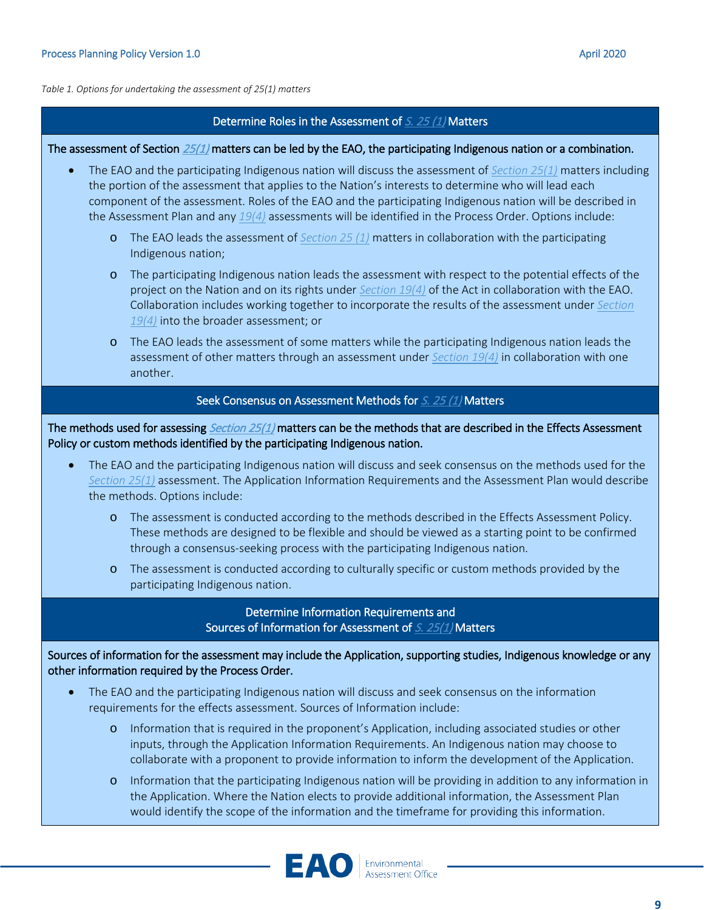*Table 1. Options for undertaking the assessment of 25(1) matters*

### Determine Roles in the Assessment of S. 25 (1) Matters

**The assessment of Section 25(1) matters can be led by the EAO, the participating Indigenous nation or a combination.**

- The EAO and the participating Indigenous nation will discuss the assessment of Section 25(1) matters including the portion of the assessment that applies to the Nation's interests to determine who will lead each component of the assessment. Roles of the EAO and the participating Indigenous nation will be described in the Assessment Plan and any 19(4) assessments will be identified in the Process Order. Options include:
    - The EAO leads the assessment of Section 25 (1) matters in collaboration with the participating Indigenous nation;
    - The participating Indigenous nation leads the assessment with respect to the potential effects of the project on the Nation and on its rights under Section 19(4) of the Act in collaboration with the EAO. Collaboration includes working together to incorporate the results of the assessment under Section 19(4) into the broader assessment; or
    - The EAO leads the assessment of some matters while the participating Indigenous nation leads the assessment of other matters through an assessment under Section 19(4) in collaboration with one another.

### Seek Consensus on Assessment Methods for S. 25 (1) Matters

**The methods used for assessing Section 25(1) matters can be the methods that are described in the Effects Assessment Policy or custom methods identified by the participating Indigenous nation.**

- The EAO and the participating Indigenous nation will discuss and seek consensus on the methods used for the Section 25(1) assessment. The Application Information Requirements and the Assessment Plan would describe the methods. Options include:
    - The assessment is conducted according to the methods described in the Effects Assessment Policy. These methods are designed to be flexible and should be viewed as a starting point to be confirmed through a consensus-seeking process with the participating Indigenous nation.
    - The assessment is conducted according to culturally specific or custom methods provided by the participating Indigenous nation.

### Determine Information Requirements and Sources of Information for Assessment of S. 25(1) Matters

**Sources of information for the assessment may include the Application, supporting studies, Indigenous knowledge or any other information required by the Process Order.**

- The EAO and the participating Indigenous nation will discuss and seek consensus on the information requirements for the effects assessment. Sources of Information include:
    - Information that is required in the proponent's Application, including associated studies or other inputs, through the Application Information Requirements. An Indigenous nation may choose to collaborate with a proponent to provide information to inform the development of the Application.
    - Information that the participating Indigenous nation will be providing in addition to any information in the Application. Where the Nation elects to provide additional information, the Assessment Plan would identify the scope of the information and the timeframe for providing this information.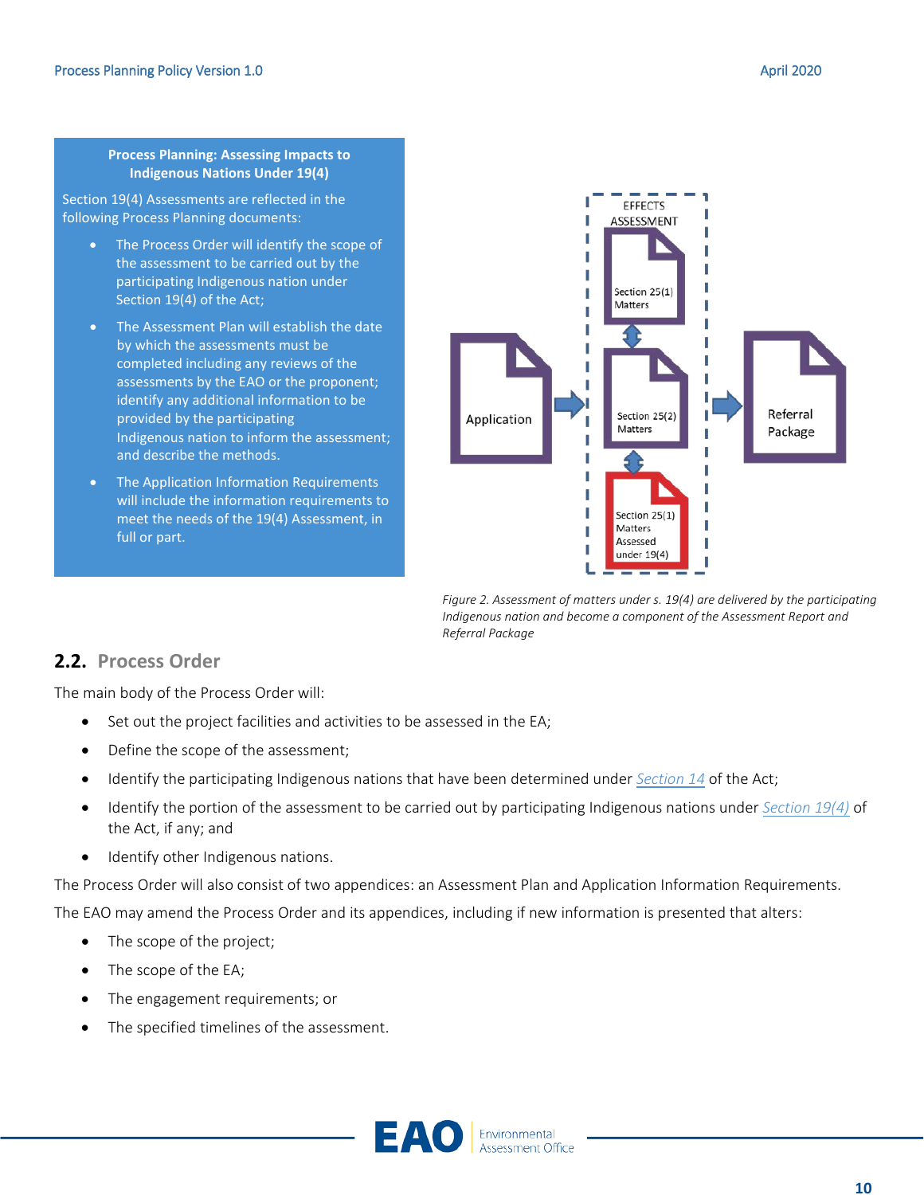**Process Planning: Assessing Impacts to Indigenous Nations Under 19(4)**

Section 19(4) Assessments are reflected in the following Process Planning documents:

- The Process Order will identify the scope of the assessment to be carried out by the participating Indigenous nation under Section 19(4) of the Act;
- The Assessment Plan will establish the date by which the assessments must be completed including any reviews of the assessments by the EAO or the proponent; identify any additional information to be provided by the participating Indigenous nation to inform the assessment; and describe the methods.
- The Application Information Requirements will include the information requirements to meet the needs of the 19(4) Assessment, in full or part.

EFFECTS ASSESSMENT

Section 25(1) Matters

Application

Section 25(2) Matters

Referral Package

Section 25(1) Matters Assessed under 19(4)

*Figure 2. Assessment of matters under s. 19(4) are delivered by the participating Indigenous nation and become a component of the Assessment Report and Referral Package*

## 2.2. Process Order

The main body of the Process Order will:

- Set out the project facilities and activities to be assessed in the EA;
- Define the scope of the assessment;
- Identify the participating Indigenous nations that have been determined under Section 14 of the Act;
- Identify the portion of the assessment to be carried out by participating Indigenous nations under Section 19(4) of the Act, if any; and
- Identify other Indigenous nations.

The Process Order will also consist of two appendices: an Assessment Plan and Application Information Requirements.

The EAO may amend the Process Order and its appendices, including if new information is presented that alters:

- The scope of the project;
- The scope of the EA;
- The engagement requirements; or
- The specified timelines of the assessment.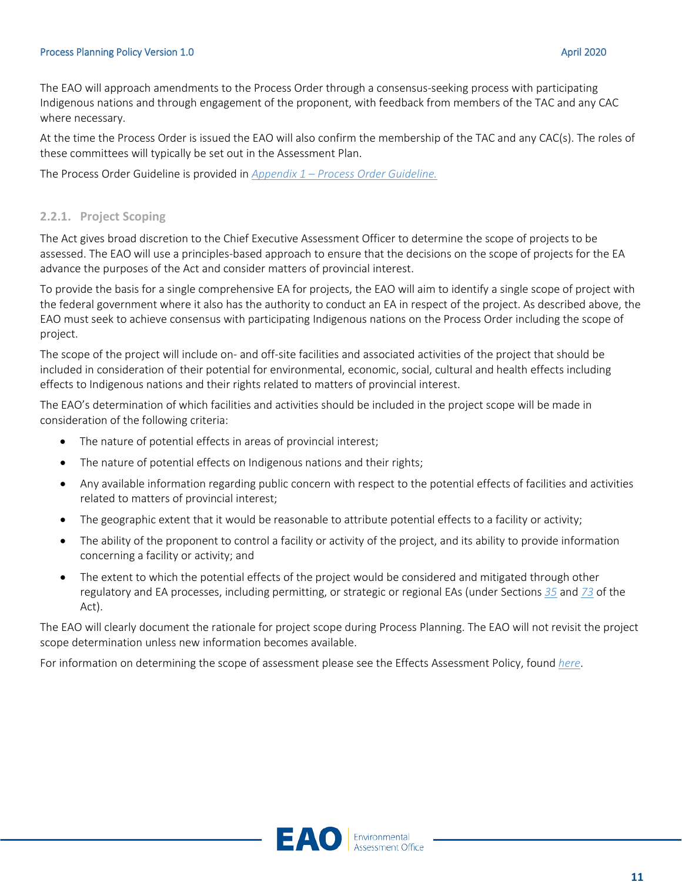The EAO will approach amendments to the Process Order through a consensus-seeking process with participating Indigenous nations and through engagement of the proponent, with feedback from members of the TAC and any CAC where necessary.

At the time the Process Order is issued the EAO will also confirm the membership of the TAC and any CAC(s). The roles of these committees will typically be set out in the Assessment Plan.

The Process Order Guideline is provided in *Appendix 1 – Process Order Guideline.*

### 2.2.1. Project Scoping

The Act gives broad discretion to the Chief Executive Assessment Officer to determine the scope of projects to be assessed. The EAO will use a principles-based approach to ensure that the decisions on the scope of projects for the EA advance the purposes of the Act and consider matters of provincial interest.

To provide the basis for a single comprehensive EA for projects, the EAO will aim to identify a single scope of project with the federal government where it also has the authority to conduct an EA in respect of the project. As described above, the EAO must seek to achieve consensus with participating Indigenous nations on the Process Order including the scope of project.

The scope of the project will include on- and off-site facilities and associated activities of the project that should be included in consideration of their potential for environmental, economic, social, cultural and health effects including effects to Indigenous nations and their rights related to matters of provincial interest.

The EAO's determination of which facilities and activities should be included in the project scope will be made in consideration of the following criteria:

- The nature of potential effects in areas of provincial interest;
- The nature of potential effects on Indigenous nations and their rights;
- Any available information regarding public concern with respect to the potential effects of facilities and activities related to matters of provincial interest;
- The geographic extent that it would be reasonable to attribute potential effects to a facility or activity;
- The ability of the proponent to control a facility or activity of the project, and its ability to provide information concerning a facility or activity; and
- The extent to which the potential effects of the project would be considered and mitigated through other regulatory and EA processes, including permitting, or strategic or regional EAs (under Sections *35* and *73* of the Act).

The EAO will clearly document the rationale for project scope during Process Planning. The EAO will not revisit the project scope determination unless new information becomes available.

For information on determining the scope of assessment please see the Effects Assessment Policy, found *here*.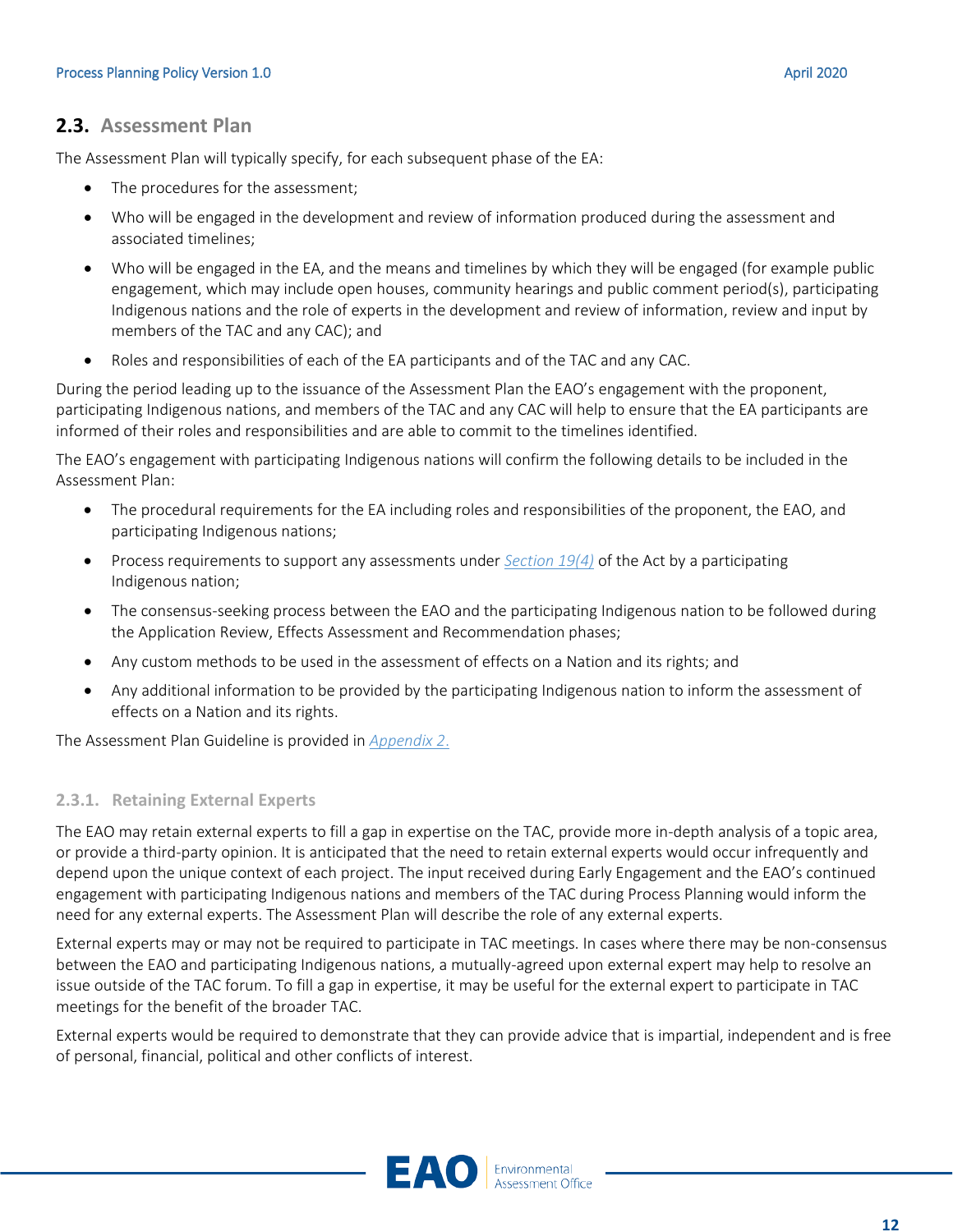## 2.3. Assessment Plan

The Assessment Plan will typically specify, for each subsequent phase of the EA:

- The procedures for the assessment;
- Who will be engaged in the development and review of information produced during the assessment and associated timelines;
- Who will be engaged in the EA, and the means and timelines by which they will be engaged (for example public engagement, which may include open houses, community hearings and public comment period(s), participating Indigenous nations and the role of experts in the development and review of information, review and input by members of the TAC and any CAC); and
- Roles and responsibilities of each of the EA participants and of the TAC and any CAC.

During the period leading up to the issuance of the Assessment Plan the EAO's engagement with the proponent, participating Indigenous nations, and members of the TAC and any CAC will help to ensure that the EA participants are informed of their roles and responsibilities and are able to commit to the timelines identified.

The EAO's engagement with participating Indigenous nations will confirm the following details to be included in the Assessment Plan:

- The procedural requirements for the EA including roles and responsibilities of the proponent, the EAO, and participating Indigenous nations;
- Process requirements to support any assessments under *Section 19(4)* of the Act by a participating Indigenous nation;
- The consensus-seeking process between the EAO and the participating Indigenous nation to be followed during the Application Review, Effects Assessment and Recommendation phases;
- Any custom methods to be used in the assessment of effects on a Nation and its rights; and
- Any additional information to be provided by the participating Indigenous nation to inform the assessment of effects on a Nation and its rights.

The Assessment Plan Guideline is provided in *Appendix 2*.

### 2.3.1. Retaining External Experts

The EAO may retain external experts to fill a gap in expertise on the TAC, provide more in-depth analysis of a topic area, or provide a third-party opinion. It is anticipated that the need to retain external experts would occur infrequently and depend upon the unique context of each project. The input received during Early Engagement and the EAO's continued engagement with participating Indigenous nations and members of the TAC during Process Planning would inform the need for any external experts. The Assessment Plan will describe the role of any external experts.

External experts may or may not be required to participate in TAC meetings. In cases where there may be non-consensus between the EAO and participating Indigenous nations, a mutually-agreed upon external expert may help to resolve an issue outside of the TAC forum. To fill a gap in expertise, it may be useful for the external expert to participate in TAC meetings for the benefit of the broader TAC.

External experts would be required to demonstrate that they can provide advice that is impartial, independent and is free of personal, financial, political and other conflicts of interest.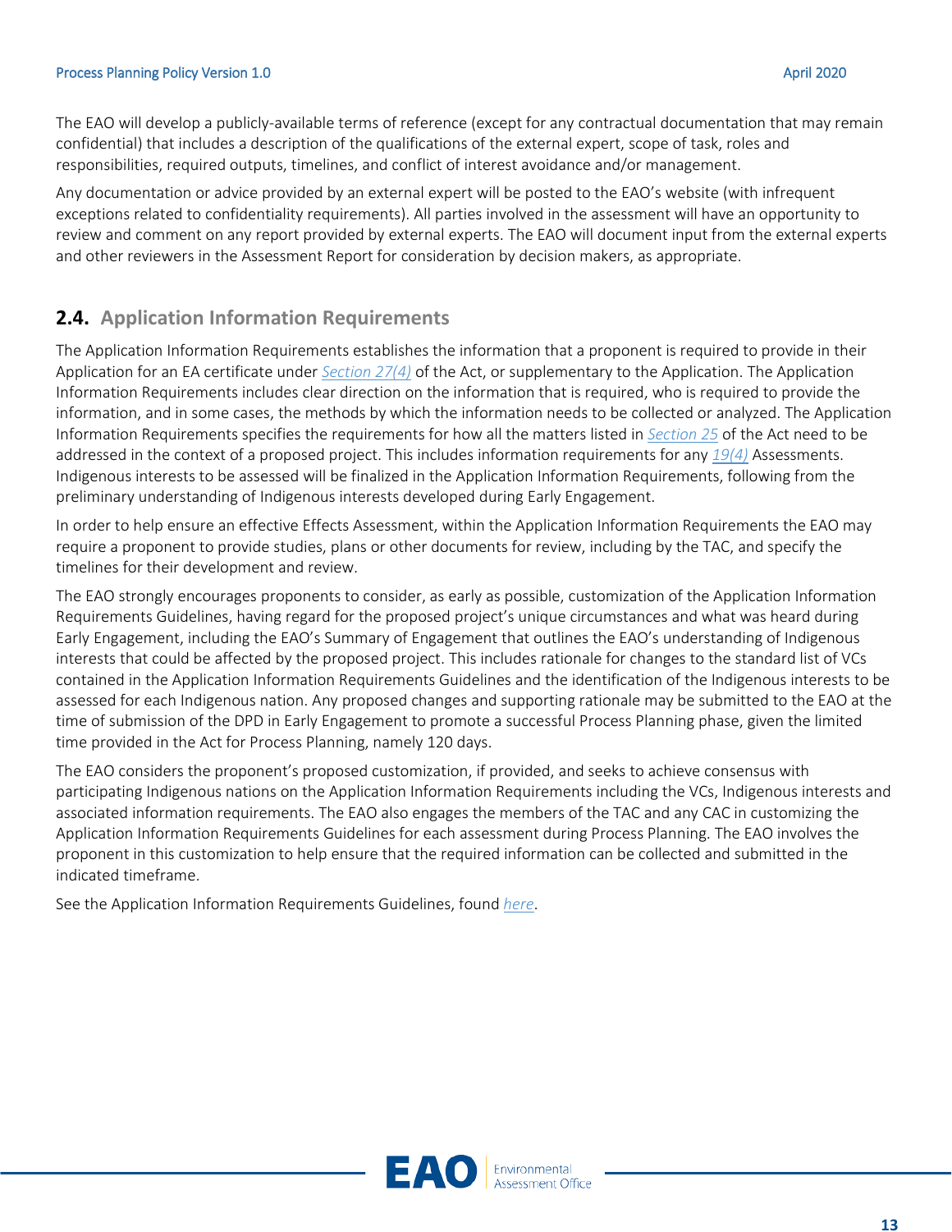The EAO will develop a publicly-available terms of reference (except for any contractual documentation that may remain confidential) that includes a description of the qualifications of the external expert, scope of task, roles and responsibilities, required outputs, timelines, and conflict of interest avoidance and/or management.

Any documentation or advice provided by an external expert will be posted to the EAO's website (with infrequent exceptions related to confidentiality requirements). All parties involved in the assessment will have an opportunity to review and comment on any report provided by external experts. The EAO will document input from the external experts and other reviewers in the Assessment Report for consideration by decision makers, as appropriate.

## 2.4. Application Information Requirements

The Application Information Requirements establishes the information that a proponent is required to provide in their Application for an EA certificate under *Section 27(4)* of the Act, or supplementary to the Application. The Application Information Requirements includes clear direction on the information that is required, who is required to provide the information, and in some cases, the methods by which the information needs to be collected or analyzed. The Application Information Requirements specifies the requirements for how all the matters listed in *Section 25* of the Act need to be addressed in the context of a proposed project. This includes information requirements for any *19(4)* Assessments. Indigenous interests to be assessed will be finalized in the Application Information Requirements, following from the preliminary understanding of Indigenous interests developed during Early Engagement.

In order to help ensure an effective Effects Assessment, within the Application Information Requirements the EAO may require a proponent to provide studies, plans or other documents for review, including by the TAC, and specify the timelines for their development and review.

The EAO strongly encourages proponents to consider, as early as possible, customization of the Application Information Requirements Guidelines, having regard for the proposed project's unique circumstances and what was heard during Early Engagement, including the EAO's Summary of Engagement that outlines the EAO's understanding of Indigenous interests that could be affected by the proposed project. This includes rationale for changes to the standard list of VCs contained in the Application Information Requirements Guidelines and the identification of the Indigenous interests to be assessed for each Indigenous nation. Any proposed changes and supporting rationale may be submitted to the EAO at the time of submission of the DPD in Early Engagement to promote a successful Process Planning phase, given the limited time provided in the Act for Process Planning, namely 120 days.

The EAO considers the proponent's proposed customization, if provided, and seeks to achieve consensus with participating Indigenous nations on the Application Information Requirements including the VCs, Indigenous interests and associated information requirements. The EAO also engages the members of the TAC and any CAC in customizing the Application Information Requirements Guidelines for each assessment during Process Planning. The EAO involves the proponent in this customization to help ensure that the required information can be collected and submitted in the indicated timeframe.

See the Application Information Requirements Guidelines, found *here*.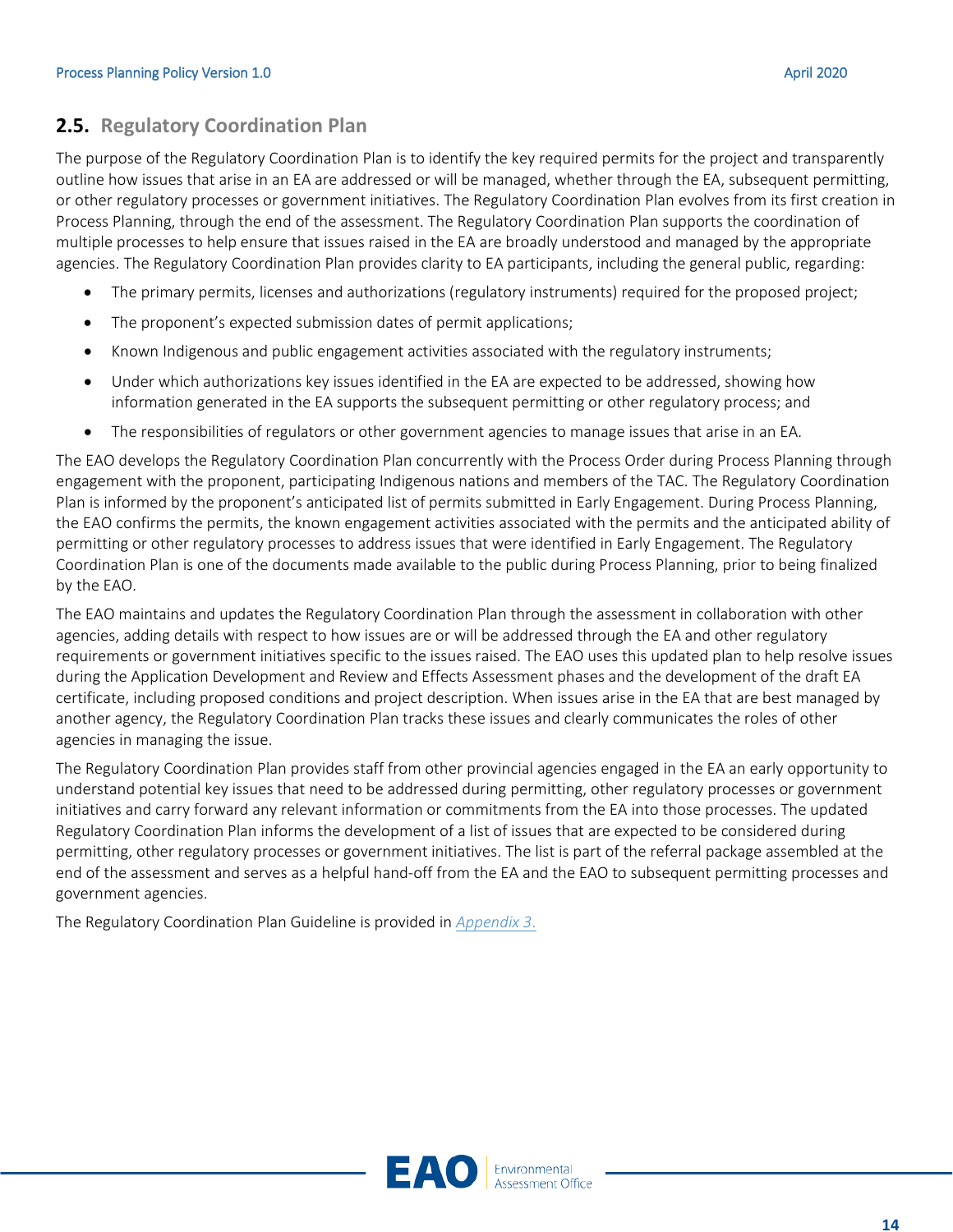## 2.5. Regulatory Coordination Plan

The purpose of the Regulatory Coordination Plan is to identify the key required permits for the project and transparently outline how issues that arise in an EA are addressed or will be managed, whether through the EA, subsequent permitting, or other regulatory processes or government initiatives. The Regulatory Coordination Plan evolves from its first creation in Process Planning, through the end of the assessment. The Regulatory Coordination Plan supports the coordination of multiple processes to help ensure that issues raised in the EA are broadly understood and managed by the appropriate agencies. The Regulatory Coordination Plan provides clarity to EA participants, including the general public, regarding:

- The primary permits, licenses and authorizations (regulatory instruments) required for the proposed project;
- The proponent's expected submission dates of permit applications;
- Known Indigenous and public engagement activities associated with the regulatory instruments;
- Under which authorizations key issues identified in the EA are expected to be addressed, showing how information generated in the EA supports the subsequent permitting or other regulatory process; and
- The responsibilities of regulators or other government agencies to manage issues that arise in an EA.

The EAO develops the Regulatory Coordination Plan concurrently with the Process Order during Process Planning through engagement with the proponent, participating Indigenous nations and members of the TAC. The Regulatory Coordination Plan is informed by the proponent's anticipated list of permits submitted in Early Engagement. During Process Planning, the EAO confirms the permits, the known engagement activities associated with the permits and the anticipated ability of permitting or other regulatory processes to address issues that were identified in Early Engagement. The Regulatory Coordination Plan is one of the documents made available to the public during Process Planning, prior to being finalized by the EAO.

The EAO maintains and updates the Regulatory Coordination Plan through the assessment in collaboration with other agencies, adding details with respect to how issues are or will be addressed through the EA and other regulatory requirements or government initiatives specific to the issues raised. The EAO uses this updated plan to help resolve issues during the Application Development and Review and Effects Assessment phases and the development of the draft EA certificate, including proposed conditions and project description. When issues arise in the EA that are best managed by another agency, the Regulatory Coordination Plan tracks these issues and clearly communicates the roles of other agencies in managing the issue.

The Regulatory Coordination Plan provides staff from other provincial agencies engaged in the EA an early opportunity to understand potential key issues that need to be addressed during permitting, other regulatory processes or government initiatives and carry forward any relevant information or commitments from the EA into those processes. The updated Regulatory Coordination Plan informs the development of a list of issues that are expected to be considered during permitting, other regulatory processes or government initiatives. The list is part of the referral package assembled at the end of the assessment and serves as a helpful hand-off from the EA and the EAO to subsequent permitting processes and government agencies.

The Regulatory Coordination Plan Guideline is provided in *Appendix 3.*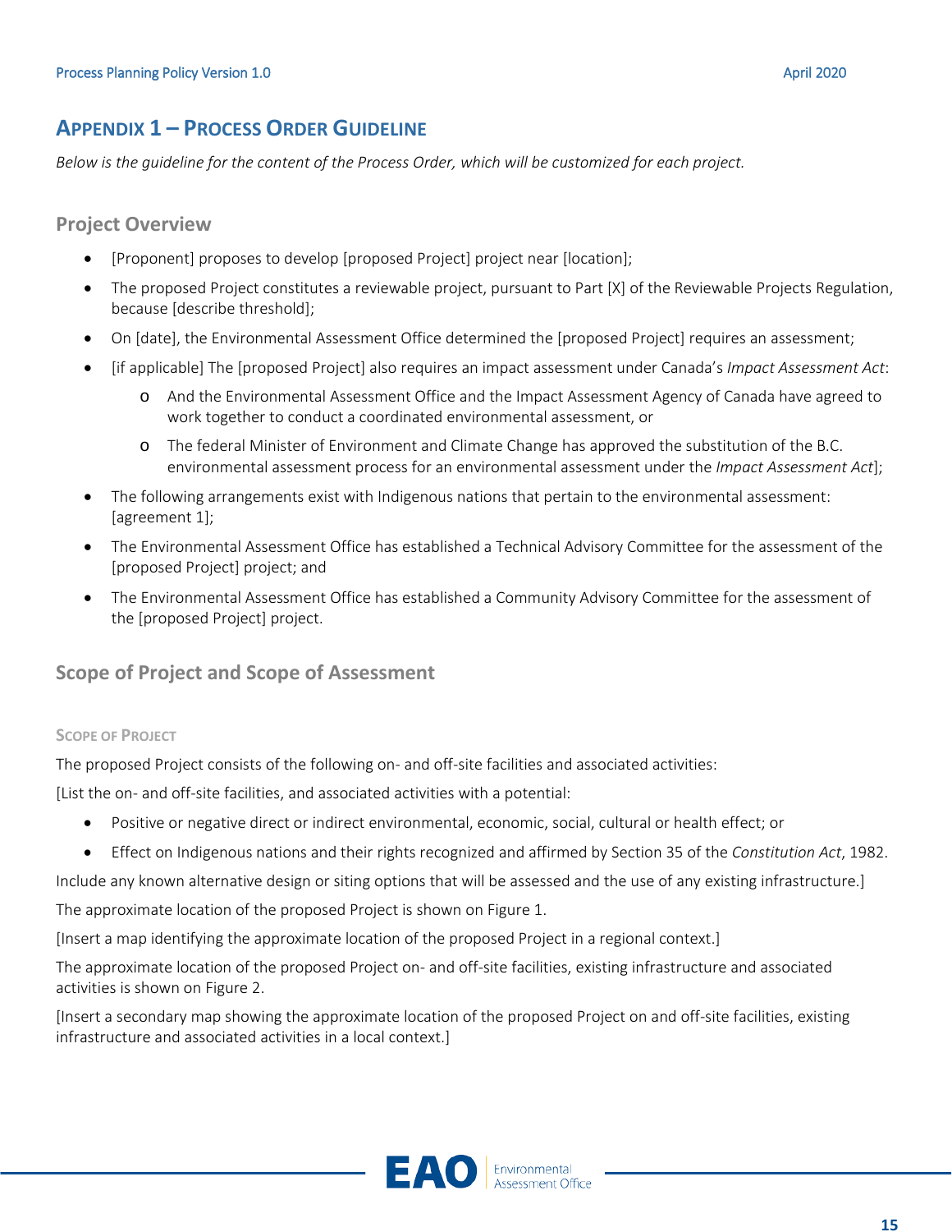## Appendix 1 – Process Order Guideline

*Below is the guideline for the content of the Process Order, which will be customized for each project.*

### Project Overview

- [Proponent] proposes to develop [proposed Project] project near [location];
- The proposed Project constitutes a reviewable project, pursuant to Part [X] of the Reviewable Projects Regulation, because [describe threshold];
- On [date], the Environmental Assessment Office determined the [proposed Project] requires an assessment;
- [if applicable] The [proposed Project] also requires an impact assessment under Canada's *Impact Assessment Act*:
    - And the Environmental Assessment Office and the Impact Assessment Agency of Canada have agreed to work together to conduct a coordinated environmental assessment, or
    - The federal Minister of Environment and Climate Change has approved the substitution of the B.C. environmental assessment process for an environmental assessment under the *Impact Assessment Act*];
- The following arrangements exist with Indigenous nations that pertain to the environmental assessment: [agreement 1];
- The Environmental Assessment Office has established a Technical Advisory Committee for the assessment of the [proposed Project] project; and
- The Environmental Assessment Office has established a Community Advisory Committee for the assessment of the [proposed Project] project.

### Scope of Project and Scope of Assessment

#### Scope of Project

The proposed Project consists of the following on- and off-site facilities and associated activities:

[List the on- and off-site facilities, and associated activities with a potential:

- Positive or negative direct or indirect environmental, economic, social, cultural or health effect; or
- Effect on Indigenous nations and their rights recognized and affirmed by Section 35 of the *Constitution Act*, 1982.

Include any known alternative design or siting options that will be assessed and the use of any existing infrastructure.]

The approximate location of the proposed Project is shown on Figure 1.

[Insert a map identifying the approximate location of the proposed Project in a regional context.]

The approximate location of the proposed Project on- and off-site facilities, existing infrastructure and associated activities is shown on Figure 2.

[Insert a secondary map showing the approximate location of the proposed Project on and off-site facilities, existing infrastructure and associated activities in a local context.]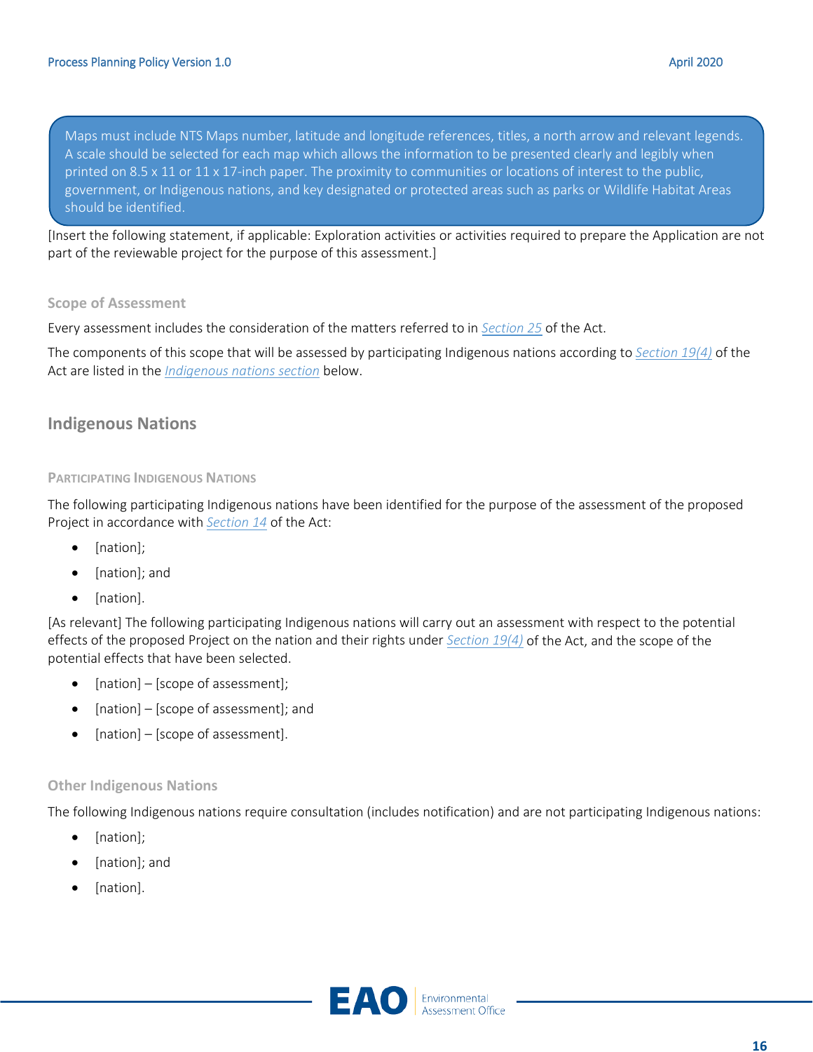> Maps must include NTS Maps number, latitude and longitude references, titles, a north arrow and relevant legends. A scale should be selected for each map which allows the information to be presented clearly and legibly when printed on 8.5 x 11 or 11 x 17-inch paper. The proximity to communities or locations of interest to the public, government, or Indigenous nations, and key designated or protected areas such as parks or Wildlife Habitat Areas should be identified.

[Insert the following statement, if applicable: Exploration activities or activities required to prepare the Application are not part of the reviewable project for the purpose of this assessment.]

#### Scope of Assessment

Every assessment includes the consideration of the matters referred to in *Section 25* of the Act.

The components of this scope that will be assessed by participating Indigenous nations according to *Section 19(4)* of the Act are listed in the *Indigenous nations section* below.

### Indigenous Nations

#### Participating Indigenous Nations

The following participating Indigenous nations have been identified for the purpose of the assessment of the proposed Project in accordance with *Section 14* of the Act:

- [nation];
- [nation]; and
- [nation].

[As relevant] The following participating Indigenous nations will carry out an assessment with respect to the potential effects of the proposed Project on the nation and their rights under *Section 19(4)* of the Act, and the scope of the potential effects that have been selected.

- [nation] – [scope of assessment];
- [nation] – [scope of assessment]; and
- [nation] – [scope of assessment].

#### Other Indigenous Nations

The following Indigenous nations require consultation (includes notification) and are not participating Indigenous nations:

- [nation];
- [nation]; and
- [nation].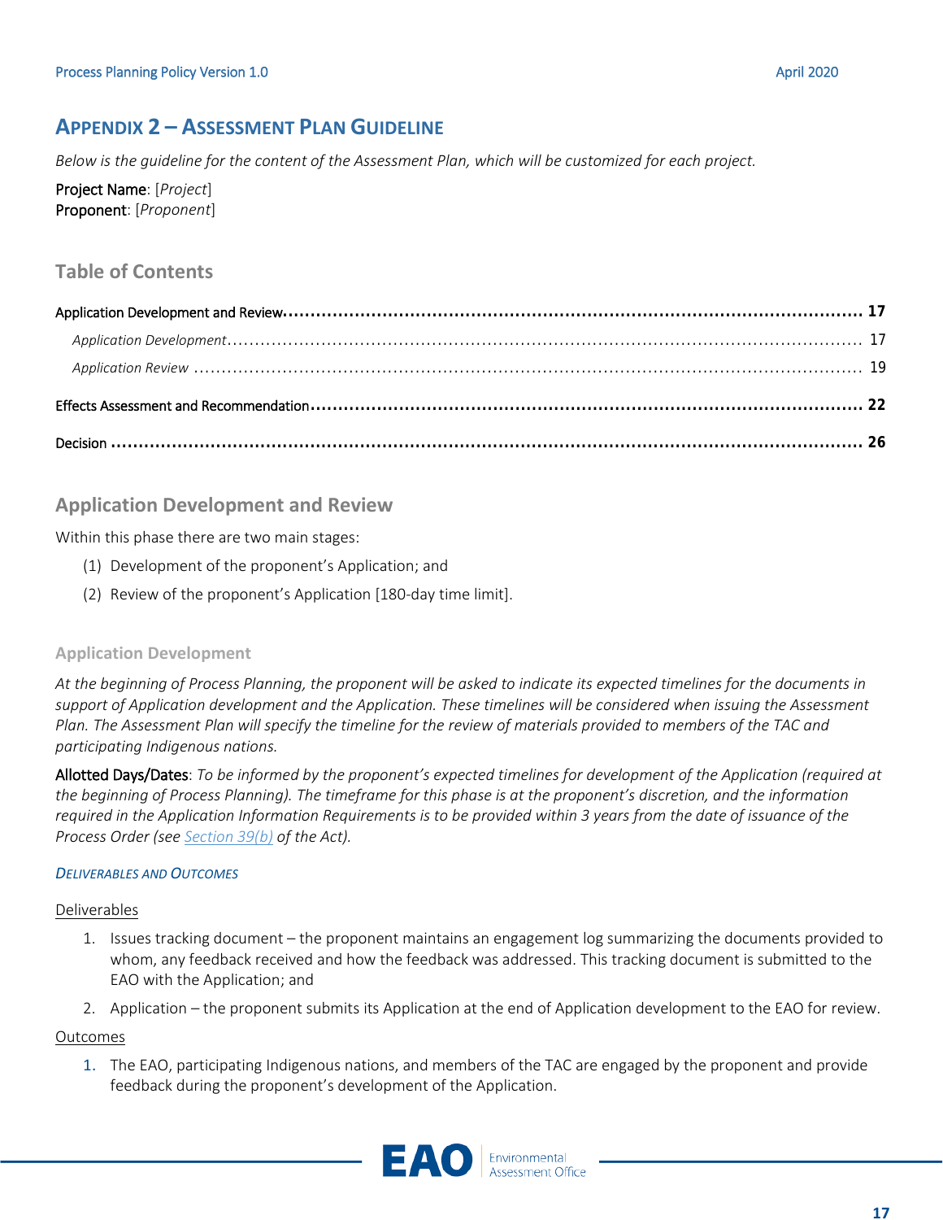# Appendix 2 – Assessment Plan Guideline

*Below is the guideline for the content of the Assessment Plan, which will be customized for each project.*

Project Name: [*Project*]
Proponent: [*Proponent*]

## Table of Contents

Application Development and Review ........ **17**

*Application Development* ........ 17

*Application Review* ........ 19

Effects Assessment and Recommendation ........ **22**

Decision ........ **26**

## Application Development and Review

Within this phase there are two main stages:

(1) Development of the proponent's Application; and

(2) Review of the proponent's Application [180-day time limit].

### Application Development

*At the beginning of Process Planning, the proponent will be asked to indicate its expected timelines for the documents in support of Application development and the Application. These timelines will be considered when issuing the Assessment Plan. The Assessment Plan will specify the timeline for the review of materials provided to members of the TAC and participating Indigenous nations.*

Allotted Days/Dates: *To be informed by the proponent's expected timelines for development of the Application (required at the beginning of Process Planning). The timeframe for this phase is at the proponent's discretion, and the information required in the Application Information Requirements is to be provided within 3 years from the date of issuance of the Process Order (see Section 39(b) of the Act).*

#### *Deliverables and Outcomes*

Deliverables

1. Issues tracking document – the proponent maintains an engagement log summarizing the documents provided to whom, any feedback received and how the feedback was addressed. This tracking document is submitted to the EAO with the Application; and
2. Application – the proponent submits its Application at the end of Application development to the EAO for review.

Outcomes

1. The EAO, participating Indigenous nations, and members of the TAC are engaged by the proponent and provide feedback during the proponent's development of the Application.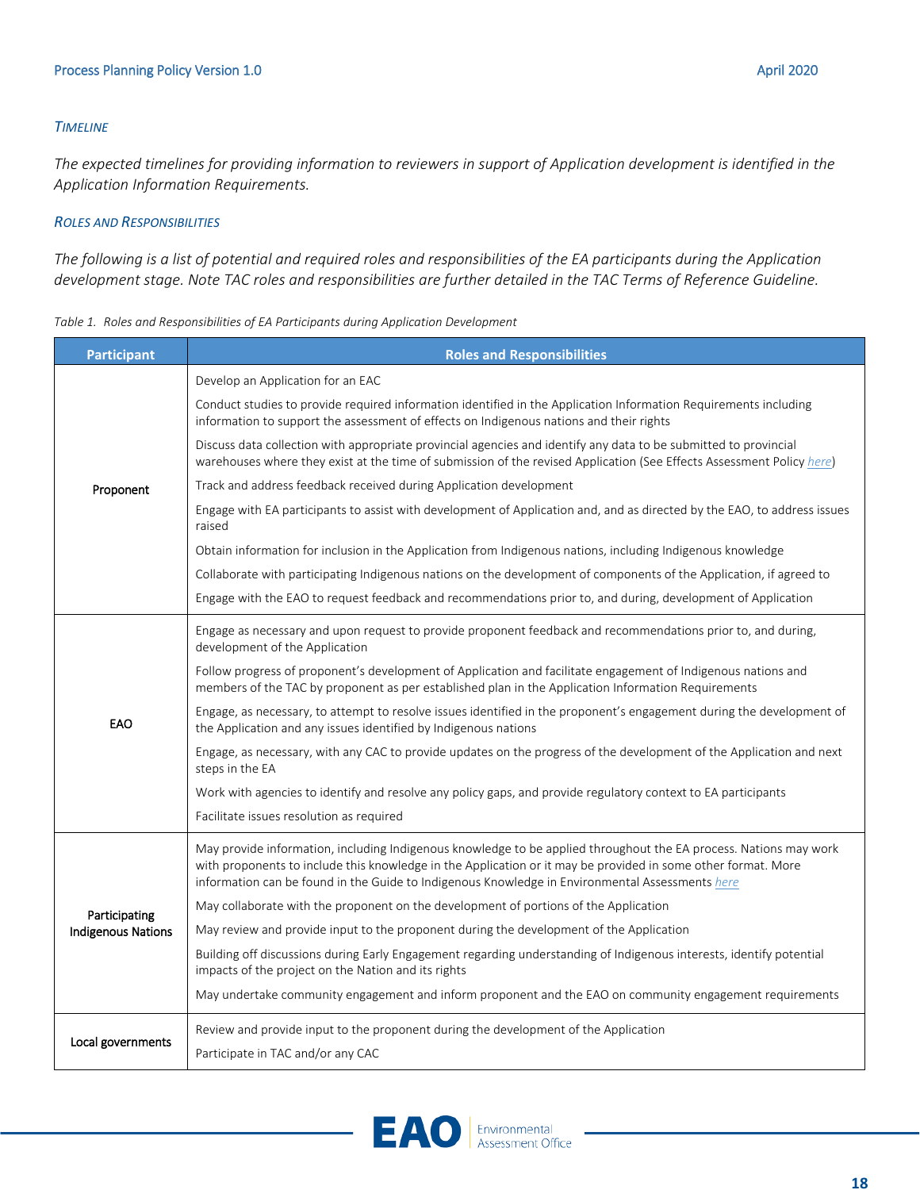#### *Timeline*

*The expected timelines for providing information to reviewers in support of Application development is identified in the Application Information Requirements.*

#### *Roles and Responsibilities*

*The following is a list of potential and required roles and responsibilities of the EA participants during the Application development stage. Note TAC roles and responsibilities are further detailed in the TAC Terms of Reference Guideline.*

*Table 1. Roles and Responsibilities of EA Participants during Application Development*

| Participant | Roles and Responsibilities |
|---|---|
| Proponent | Develop an Application for an EAC<br><br>Conduct studies to provide required information identified in the Application Information Requirements including information to support the assessment of effects on Indigenous nations and their rights<br><br>Discuss data collection with appropriate provincial agencies and identify any data to be submitted to provincial warehouses where they exist at the time of submission of the revised Application (See Effects Assessment Policy *here*)<br><br>Track and address feedback received during Application development<br><br>Engage with EA participants to assist with development of Application and, and as directed by the EAO, to address issues raised<br><br>Obtain information for inclusion in the Application from Indigenous nations, including Indigenous knowledge<br><br>Collaborate with participating Indigenous nations on the development of components of the Application, if agreed to<br><br>Engage with the EAO to request feedback and recommendations prior to, and during, development of Application |
| EAO | Engage as necessary and upon request to provide proponent feedback and recommendations prior to, and during, development of the Application<br><br>Follow progress of proponent's development of Application and facilitate engagement of Indigenous nations and members of the TAC by proponent as per established plan in the Application Information Requirements<br><br>Engage, as necessary, to attempt to resolve issues identified in the proponent's engagement during the development of the Application and any issues identified by Indigenous nations<br><br>Engage, as necessary, with any CAC to provide updates on the progress of the development of the Application and next steps in the EA<br><br>Work with agencies to identify and resolve any policy gaps, and provide regulatory context to EA participants<br><br>Facilitate issues resolution as required |
| Participating Indigenous Nations | May provide information, including Indigenous knowledge to be applied throughout the EA process. Nations may work with proponents to include this knowledge in the Application or it may be provided in some other format. More information can be found in the Guide to Indigenous Knowledge in Environmental Assessments *here*<br><br>May collaborate with the proponent on the development of portions of the Application<br><br>May review and provide input to the proponent during the development of the Application<br><br>Building off discussions during Early Engagement regarding understanding of Indigenous interests, identify potential impacts of the project on the Nation and its rights<br><br>May undertake community engagement and inform proponent and the EAO on community engagement requirements |
| Local governments | Review and provide input to the proponent during the development of the Application<br><br>Participate in TAC and/or any CAC |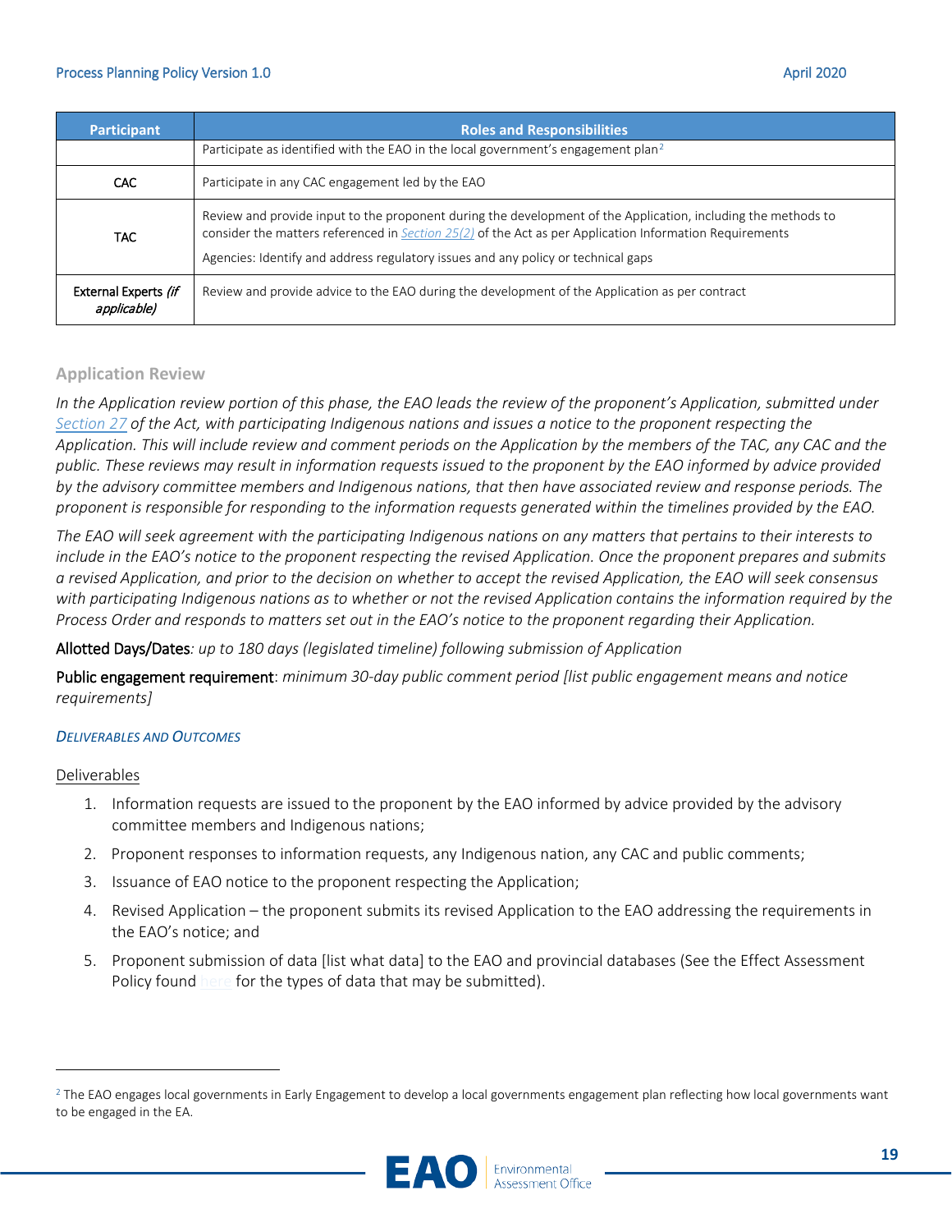| Participant | Roles and Responsibilities |
|---|---|
| | Participate as identified with the EAO in the local government's engagement plan[2] |
| CAC | Participate in any CAC engagement led by the EAO |
| TAC | Review and provide input to the proponent during the development of the Application, including the methods to consider the matters referenced in Section 25(2) of the Act as per Application Information Requirements<br>Agencies: Identify and address regulatory issues and any policy or technical gaps |
| External Experts *(if applicable)* | Review and provide advice to the EAO during the development of the Application as per contract |

### Application Review

*In the Application review portion of this phase, the EAO leads the review of the proponent's Application, submitted under Section 27 of the Act, with participating Indigenous nations and issues a notice to the proponent respecting the Application. This will include review and comment periods on the Application by the members of the TAC, any CAC and the public. These reviews may result in information requests issued to the proponent by the EAO informed by advice provided by the advisory committee members and Indigenous nations, that then have associated review and response periods. The proponent is responsible for responding to the information requests generated within the timelines provided by the EAO.*

*The EAO will seek agreement with the participating Indigenous nations on any matters that pertains to their interests to include in the EAO's notice to the proponent respecting the Application. Once the proponent prepares and submits a revised Application, and prior to the decision on whether to accept the revised Application, the EAO will seek consensus with participating Indigenous nations as to whether or not the revised Application contains the information required by the Process Order and responds to matters set out in the EAO's notice to the proponent regarding their Application.*

Allotted Days/Dates*: up to 180 days (legislated timeline) following submission of Application*

Public engagement requirement: *minimum 30-day public comment period [list public engagement means and notice requirements]*

#### *Deliverables and Outcomes*

Deliverables

1. Information requests are issued to the proponent by the EAO informed by advice provided by the advisory committee members and Indigenous nations;
2. Proponent responses to information requests, any Indigenous nation, any CAC and public comments;
3. Issuance of EAO notice to the proponent respecting the Application;
4. Revised Application – the proponent submits its revised Application to the EAO addressing the requirements in the EAO's notice; and
5. Proponent submission of data [list what data] to the EAO and provincial databases (See the Effect Assessment Policy found here for the types of data that may be submitted).

[2] The EAO engages local governments in Early Engagement to develop a local governments engagement plan reflecting how local governments want to be engaged in the EA.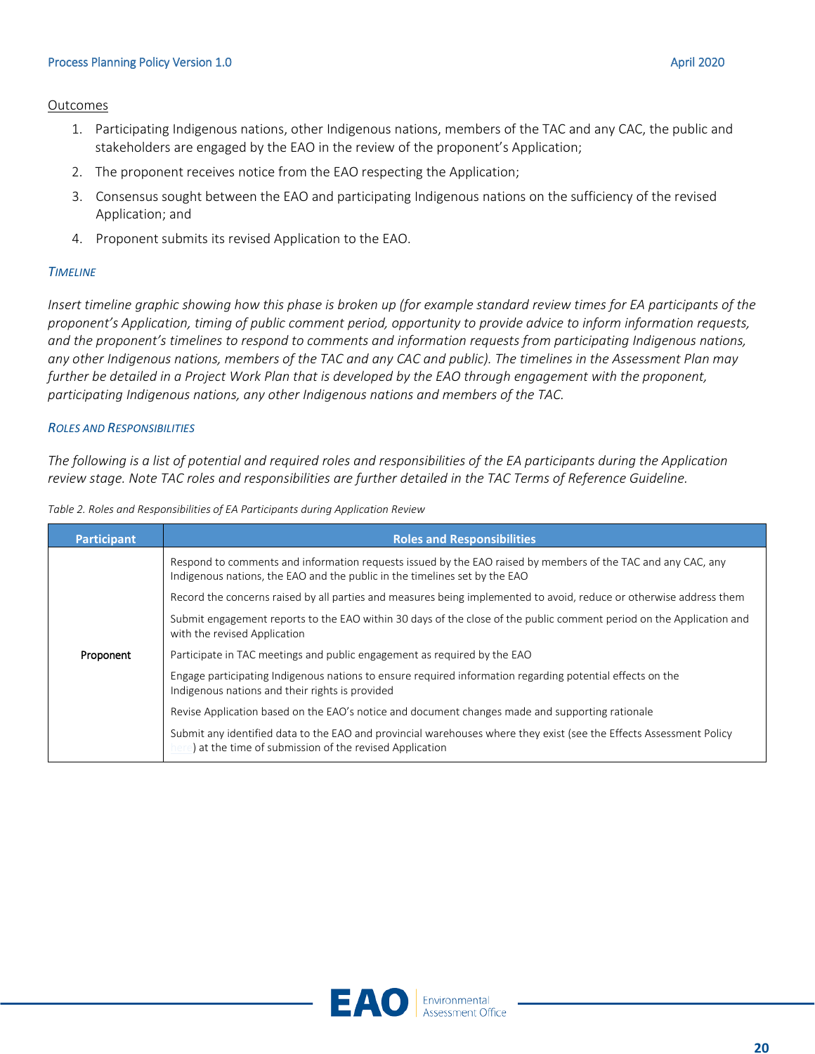Outcomes

1. Participating Indigenous nations, other Indigenous nations, members of the TAC and any CAC, the public and stakeholders are engaged by the EAO in the review of the proponent's Application;
2. The proponent receives notice from the EAO respecting the Application;
3. Consensus sought between the EAO and participating Indigenous nations on the sufficiency of the revised Application; and
4. Proponent submits its revised Application to the EAO.

### *TIMELINE*

*Insert timeline graphic showing how this phase is broken up (for example standard review times for EA participants of the proponent's Application, timing of public comment period, opportunity to provide advice to inform information requests, and the proponent's timelines to respond to comments and information requests from participating Indigenous nations, any other Indigenous nations, members of the TAC and any CAC and public). The timelines in the Assessment Plan may further be detailed in a Project Work Plan that is developed by the EAO through engagement with the proponent, participating Indigenous nations, any other Indigenous nations and members of the TAC.*

### *ROLES AND RESPONSIBILITIES*

*The following is a list of potential and required roles and responsibilities of the EA participants during the Application review stage. Note TAC roles and responsibilities are further detailed in the TAC Terms of Reference Guideline.*

*Table 2. Roles and Responsibilities of EA Participants during Application Review*

| Participant | Roles and Responsibilities |
|---|---|
| Proponent | Respond to comments and information requests issued by the EAO raised by members of the TAC and any CAC, any Indigenous nations, the EAO and the public in the timelines set by the EAO |
| | Record the concerns raised by all parties and measures being implemented to avoid, reduce or otherwise address them |
| | Submit engagement reports to the EAO within 30 days of the close of the public comment period on the Application and with the revised Application |
| | Participate in TAC meetings and public engagement as required by the EAO |
| | Engage participating Indigenous nations to ensure required information regarding potential effects on the Indigenous nations and their rights is provided |
| | Revise Application based on the EAO's notice and document changes made and supporting rationale |
| | Submit any identified data to the EAO and provincial warehouses where they exist (see the Effects Assessment Policy here) at the time of submission of the revised Application |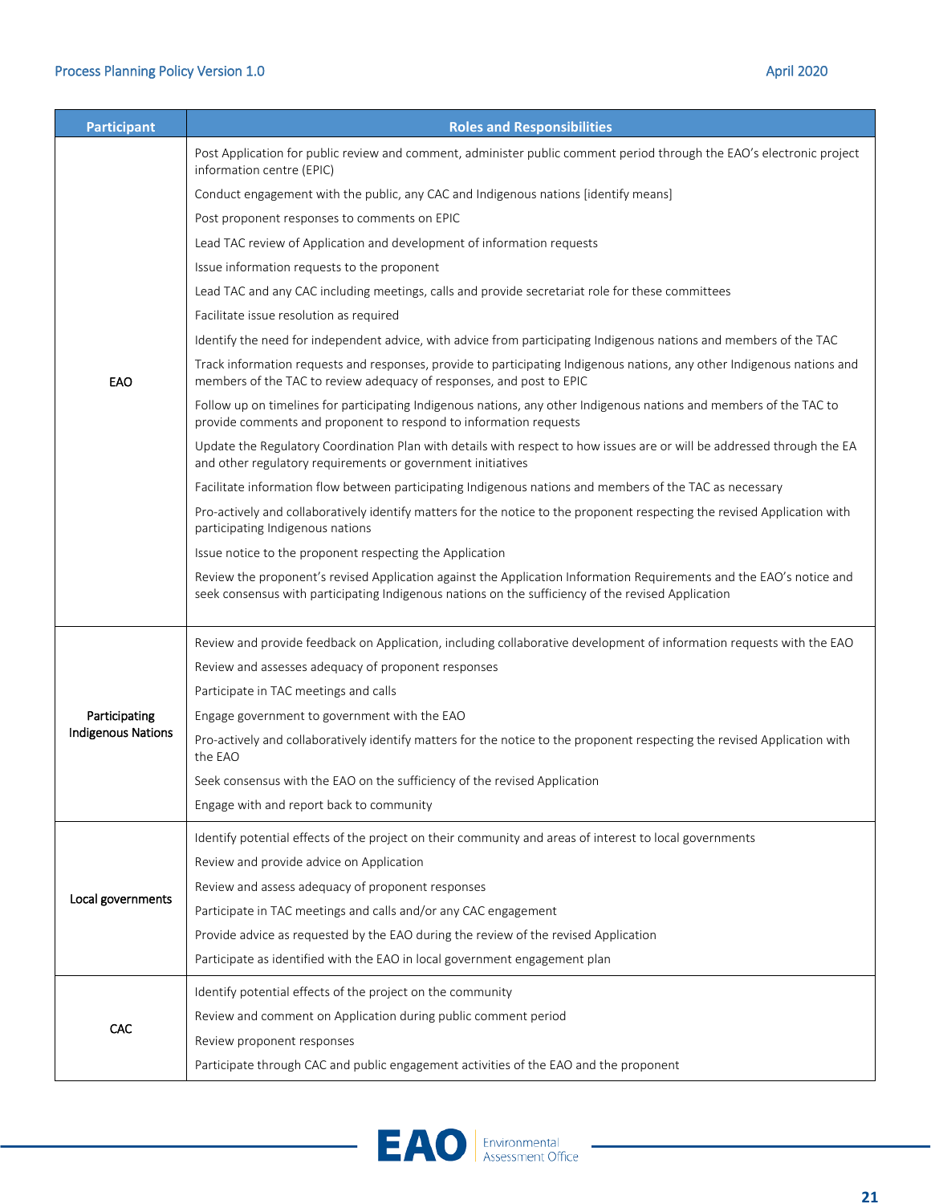| Participant | Roles and Responsibilities |
|---|---|
| EAO | Post Application for public review and comment, administer public comment period through the EAO's electronic project information centre (EPIC) |
| | Conduct engagement with the public, any CAC and Indigenous nations [identify means] |
| | Post proponent responses to comments on EPIC |
| | Lead TAC review of Application and development of information requests |
| | Issue information requests to the proponent |
| | Lead TAC and any CAC including meetings, calls and provide secretariat role for these committees |
| | Facilitate issue resolution as required |
| | Identify the need for independent advice, with advice from participating Indigenous nations and members of the TAC |
| | Track information requests and responses, provide to participating Indigenous nations, any other Indigenous nations and members of the TAC to review adequacy of responses, and post to EPIC |
| | Follow up on timelines for participating Indigenous nations, any other Indigenous nations and members of the TAC to provide comments and proponent to respond to information requests |
| | Update the Regulatory Coordination Plan with details with respect to how issues are or will be addressed through the EA and other regulatory requirements or government initiatives |
| | Facilitate information flow between participating Indigenous nations and members of the TAC as necessary |
| | Pro-actively and collaboratively identify matters for the notice to the proponent respecting the revised Application with participating Indigenous nations |
| | Issue notice to the proponent respecting the Application |
| | Review the proponent's revised Application against the Application Information Requirements and the EAO's notice and seek consensus with participating Indigenous nations on the sufficiency of the revised Application |
| Participating Indigenous Nations | Review and provide feedback on Application, including collaborative development of information requests with the EAO |
| | Review and assesses adequacy of proponent responses |
| | Participate in TAC meetings and calls |
| | Engage government to government with the EAO |
| | Pro-actively and collaboratively identify matters for the notice to the proponent respecting the revised Application with the EAO |
| | Seek consensus with the EAO on the sufficiency of the revised Application |
| | Engage with and report back to community |
| Local governments | Identify potential effects of the project on their community and areas of interest to local governments |
| | Review and provide advice on Application |
| | Review and assess adequacy of proponent responses |
| | Participate in TAC meetings and calls and/or any CAC engagement |
| | Provide advice as requested by the EAO during the review of the revised Application |
| | Participate as identified with the EAO in local government engagement plan |
| CAC | Identify potential effects of the project on the community |
| | Review and comment on Application during public comment period |
| | Review proponent responses |
| | Participate through CAC and public engagement activities of the EAO and the proponent |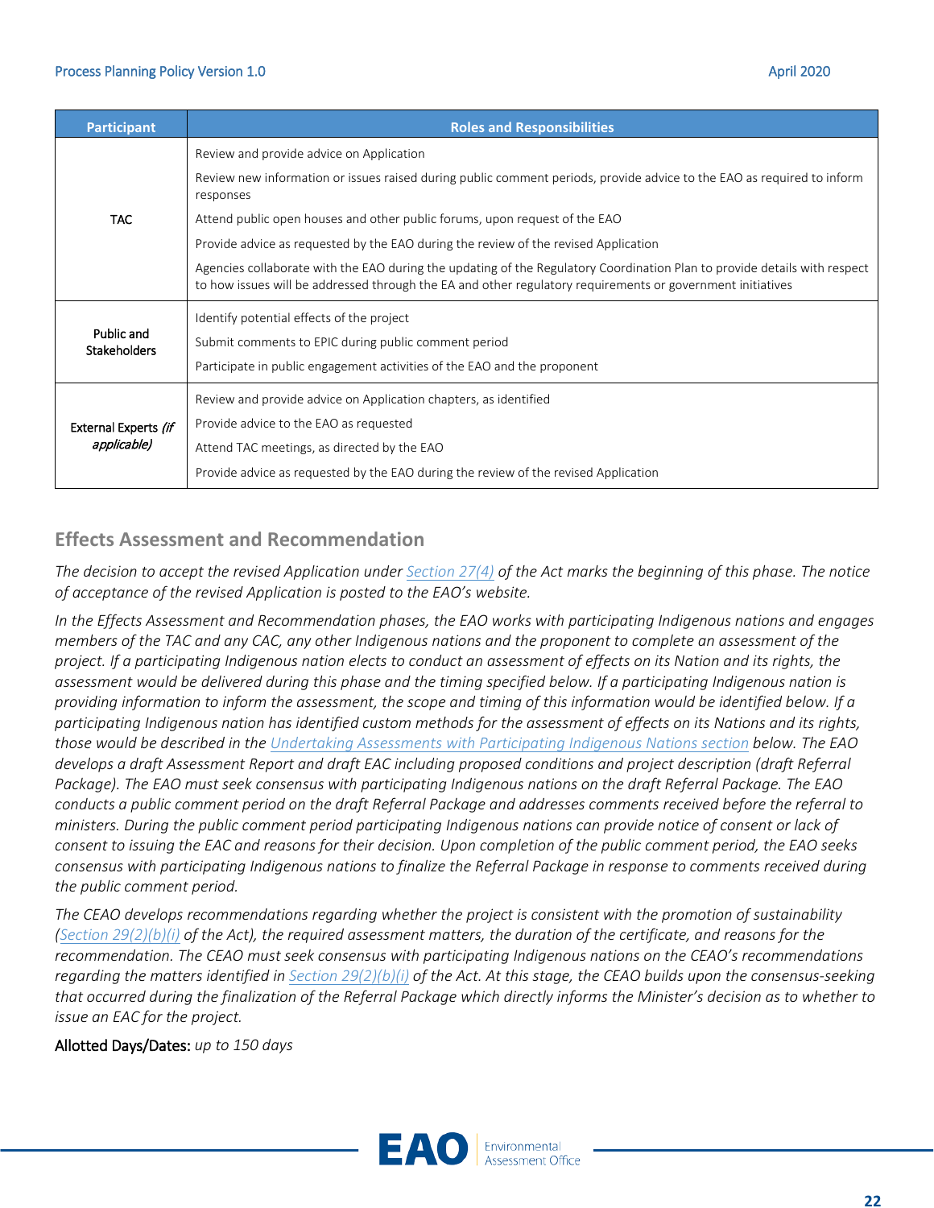| Participant | Roles and Responsibilities |
| --- | --- |
| TAC | Review and provide advice on Application<br>Review new information or issues raised during public comment periods, provide advice to the EAO as required to inform responses<br>Attend public open houses and other public forums, upon request of the EAO<br>Provide advice as requested by the EAO during the review of the revised Application<br>Agencies collaborate with the EAO during the updating of the Regulatory Coordination Plan to provide details with respect to how issues will be addressed through the EA and other regulatory requirements or government initiatives |
| Public and Stakeholders | Identify potential effects of the project<br>Submit comments to EPIC during public comment period<br>Participate in public engagement activities of the EAO and the proponent |
| External Experts *(if applicable)* | Review and provide advice on Application chapters, as identified<br>Provide advice to the EAO as requested<br>Attend TAC meetings, as directed by the EAO<br>Provide advice as requested by the EAO during the review of the revised Application |

## Effects Assessment and Recommendation

*The decision to accept the revised Application under Section 27(4) of the Act marks the beginning of this phase. The notice of acceptance of the revised Application is posted to the EAO's website.*

*In the Effects Assessment and Recommendation phases, the EAO works with participating Indigenous nations and engages members of the TAC and any CAC, any other Indigenous nations and the proponent to complete an assessment of the project. If a participating Indigenous nation elects to conduct an assessment of effects on its Nation and its rights, the assessment would be delivered during this phase and the timing specified below. If a participating Indigenous nation is providing information to inform the assessment, the scope and timing of this information would be identified below. If a participating Indigenous nation has identified custom methods for the assessment of effects on its Nations and its rights, those would be described in the Undertaking Assessments with Participating Indigenous Nations section below. The EAO develops a draft Assessment Report and draft EAC including proposed conditions and project description (draft Referral Package). The EAO must seek consensus with participating Indigenous nations on the draft Referral Package. The EAO conducts a public comment period on the draft Referral Package and addresses comments received before the referral to ministers. During the public comment period participating Indigenous nations can provide notice of consent or lack of consent to issuing the EAC and reasons for their decision. Upon completion of the public comment period, the EAO seeks consensus with participating Indigenous nations to finalize the Referral Package in response to comments received during the public comment period.*

*The CEAO develops recommendations regarding whether the project is consistent with the promotion of sustainability (Section 29(2)(b)(i) of the Act), the required assessment matters, the duration of the certificate, and reasons for the recommendation. The CEAO must seek consensus with participating Indigenous nations on the CEAO's recommendations regarding the matters identified in Section 29(2)(b)(i) of the Act. At this stage, the CEAO builds upon the consensus-seeking that occurred during the finalization of the Referral Package which directly informs the Minister's decision as to whether to issue an EAC for the project.*

Allotted Days/Dates: *up to 150 days*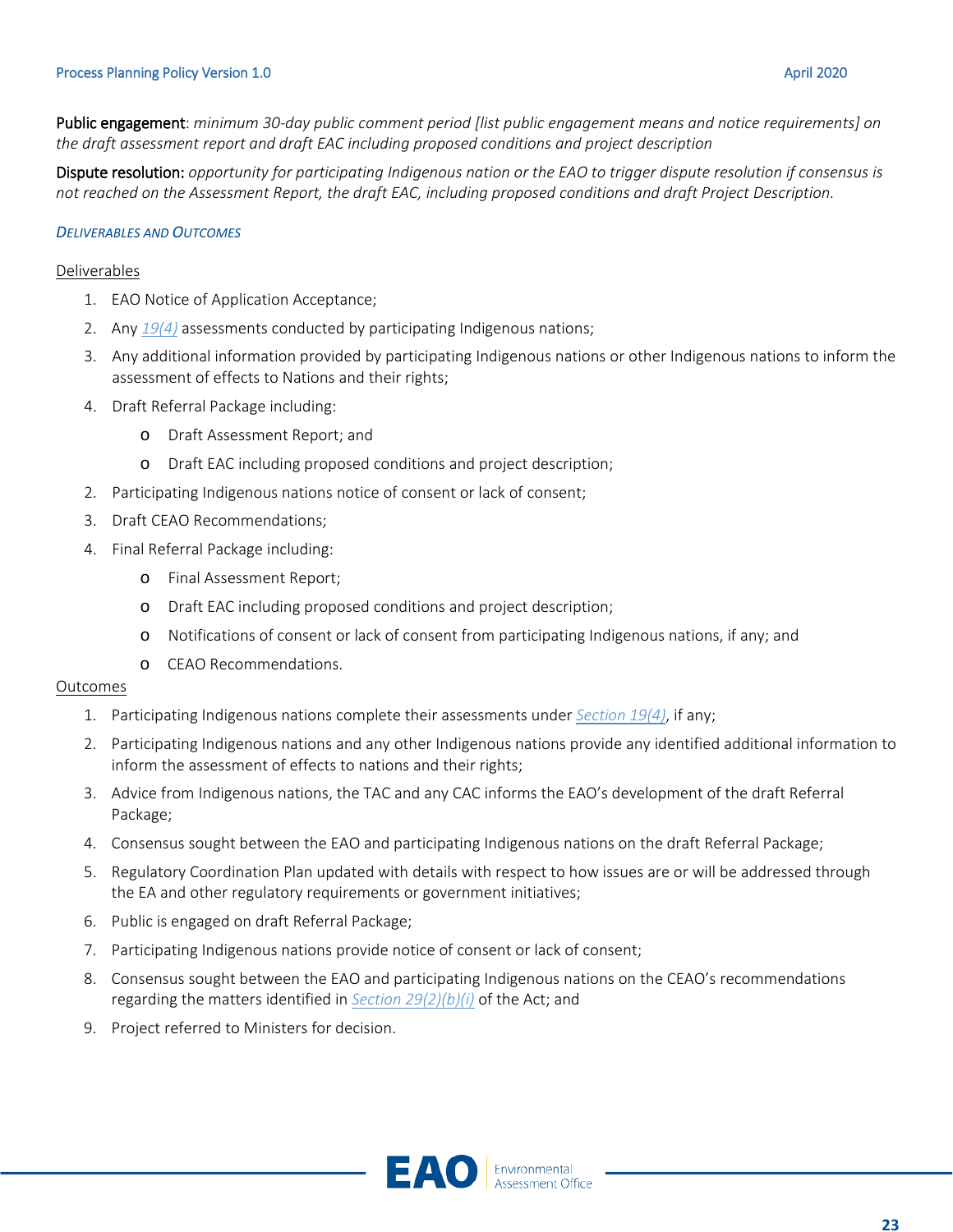**Public engagement**: *minimum 30-day public comment period [list public engagement means and notice requirements] on the draft assessment report and draft EAC including proposed conditions and project description*

**Dispute resolution:** *opportunity for participating Indigenous nation or the EAO to trigger dispute resolution if consensus is not reached on the Assessment Report, the draft EAC, including proposed conditions and draft Project Description.*

*DELIVERABLES AND OUTCOMES*

Deliverables

1. EAO Notice of Application Acceptance;
2. Any *19(4)* assessments conducted by participating Indigenous nations;
3. Any additional information provided by participating Indigenous nations or other Indigenous nations to inform the assessment of effects to Nations and their rights;
4. Draft Referral Package including:
   - Draft Assessment Report; and
   - Draft EAC including proposed conditions and project description;
2. Participating Indigenous nations notice of consent or lack of consent;
3. Draft CEAO Recommendations;
4. Final Referral Package including:
   - Final Assessment Report;
   - Draft EAC including proposed conditions and project description;
   - Notifications of consent or lack of consent from participating Indigenous nations, if any; and
   - CEAO Recommendations.

Outcomes

1. Participating Indigenous nations complete their assessments under *Section 19(4)*, if any;
2. Participating Indigenous nations and any other Indigenous nations provide any identified additional information to inform the assessment of effects to nations and their rights;
3. Advice from Indigenous nations, the TAC and any CAC informs the EAO's development of the draft Referral Package;
4. Consensus sought between the EAO and participating Indigenous nations on the draft Referral Package;
5. Regulatory Coordination Plan updated with details with respect to how issues are or will be addressed through the EA and other regulatory requirements or government initiatives;
6. Public is engaged on draft Referral Package;
7. Participating Indigenous nations provide notice of consent or lack of consent;
8. Consensus sought between the EAO and participating Indigenous nations on the CEAO's recommendations regarding the matters identified in *Section 29(2)(b)(i)* of the Act; and
9. Project referred to Ministers for decision.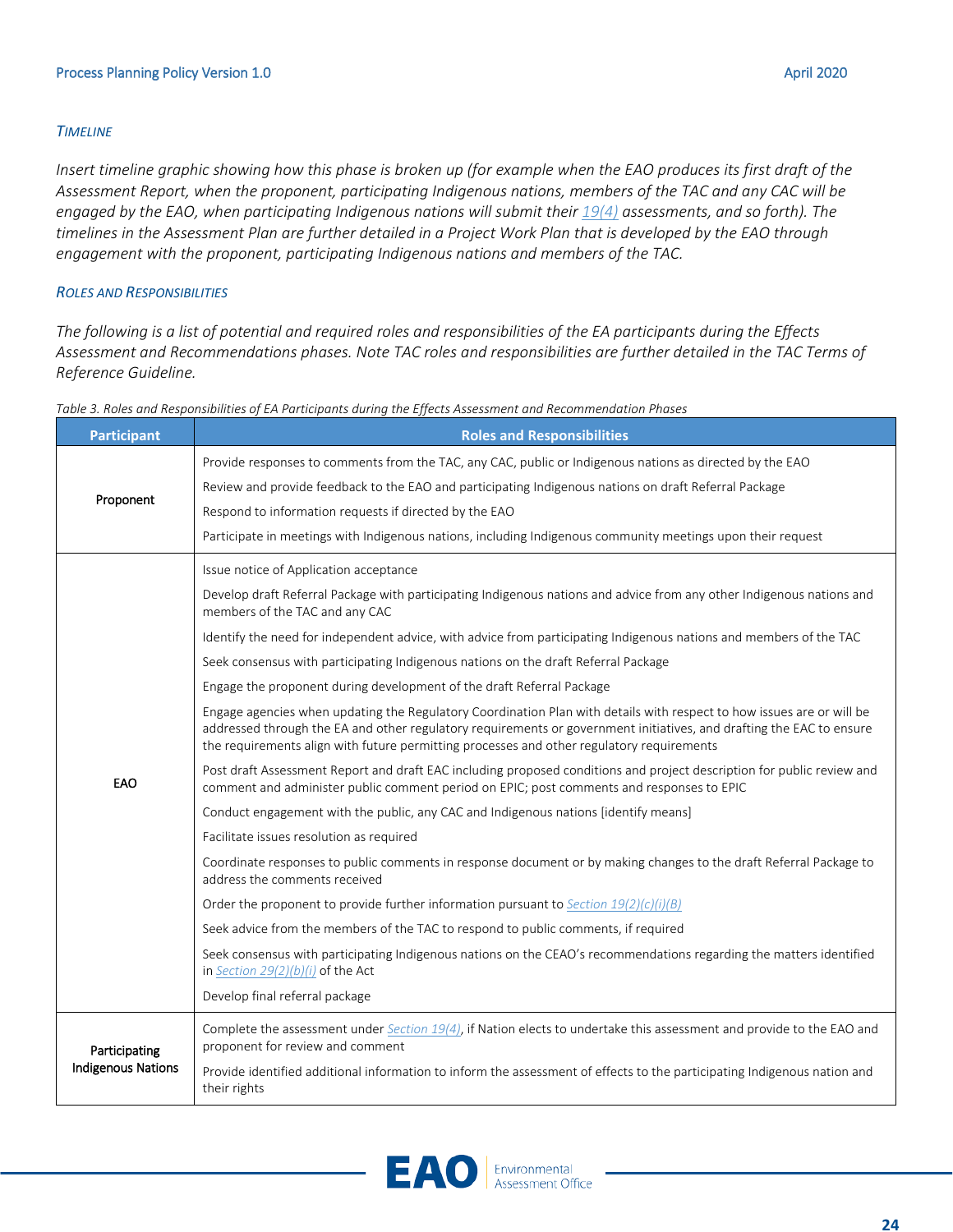### *Timeline*

*Insert timeline graphic showing how this phase is broken up (for example when the EAO produces its first draft of the Assessment Report, when the proponent, participating Indigenous nations, members of the TAC and any CAC will be engaged by the EAO, when participating Indigenous nations will submit their 19(4) assessments, and so forth). The timelines in the Assessment Plan are further detailed in a Project Work Plan that is developed by the EAO through engagement with the proponent, participating Indigenous nations and members of the TAC.*

### *Roles and Responsibilities*

*The following is a list of potential and required roles and responsibilities of the EA participants during the Effects Assessment and Recommendations phases. Note TAC roles and responsibilities are further detailed in the TAC Terms of Reference Guideline.*

*Table 3. Roles and Responsibilities of EA Participants during the Effects Assessment and Recommendation Phases*

| Participant | Roles and Responsibilities |
|---|---|
| Proponent | Provide responses to comments from the TAC, any CAC, public or Indigenous nations as directed by the EAO |
| | Review and provide feedback to the EAO and participating Indigenous nations on draft Referral Package |
| | Respond to information requests if directed by the EAO |
| | Participate in meetings with Indigenous nations, including Indigenous community meetings upon their request |
| EAO | Issue notice of Application acceptance |
| | Develop draft Referral Package with participating Indigenous nations and advice from any other Indigenous nations and members of the TAC and any CAC |
| | Identify the need for independent advice, with advice from participating Indigenous nations and members of the TAC |
| | Seek consensus with participating Indigenous nations on the draft Referral Package |
| | Engage the proponent during development of the draft Referral Package |
| | Engage agencies when updating the Regulatory Coordination Plan with details with respect to how issues are or will be addressed through the EA and other regulatory requirements or government initiatives, and drafting the EAC to ensure the requirements align with future permitting processes and other regulatory requirements |
| | Post draft Assessment Report and draft EAC including proposed conditions and project description for public review and comment and administer public comment period on EPIC; post comments and responses to EPIC |
| | Conduct engagement with the public, any CAC and Indigenous nations [identify means] |
| | Facilitate issues resolution as required |
| | Coordinate responses to public comments in response document or by making changes to the draft Referral Package to address the comments received |
| | Order the proponent to provide further information pursuant to Section 19(2)(c)(i)(B) |
| | Seek advice from the members of the TAC to respond to public comments, if required |
| | Seek consensus with participating Indigenous nations on the CEAO's recommendations regarding the matters identified in Section 29(2)(b)(i) of the Act |
| | Develop final referral package |
| Participating Indigenous Nations | Complete the assessment under Section 19(4), if Nation elects to undertake this assessment and provide to the EAO and proponent for review and comment |
| | Provide identified additional information to inform the assessment of effects to the participating Indigenous nation and their rights |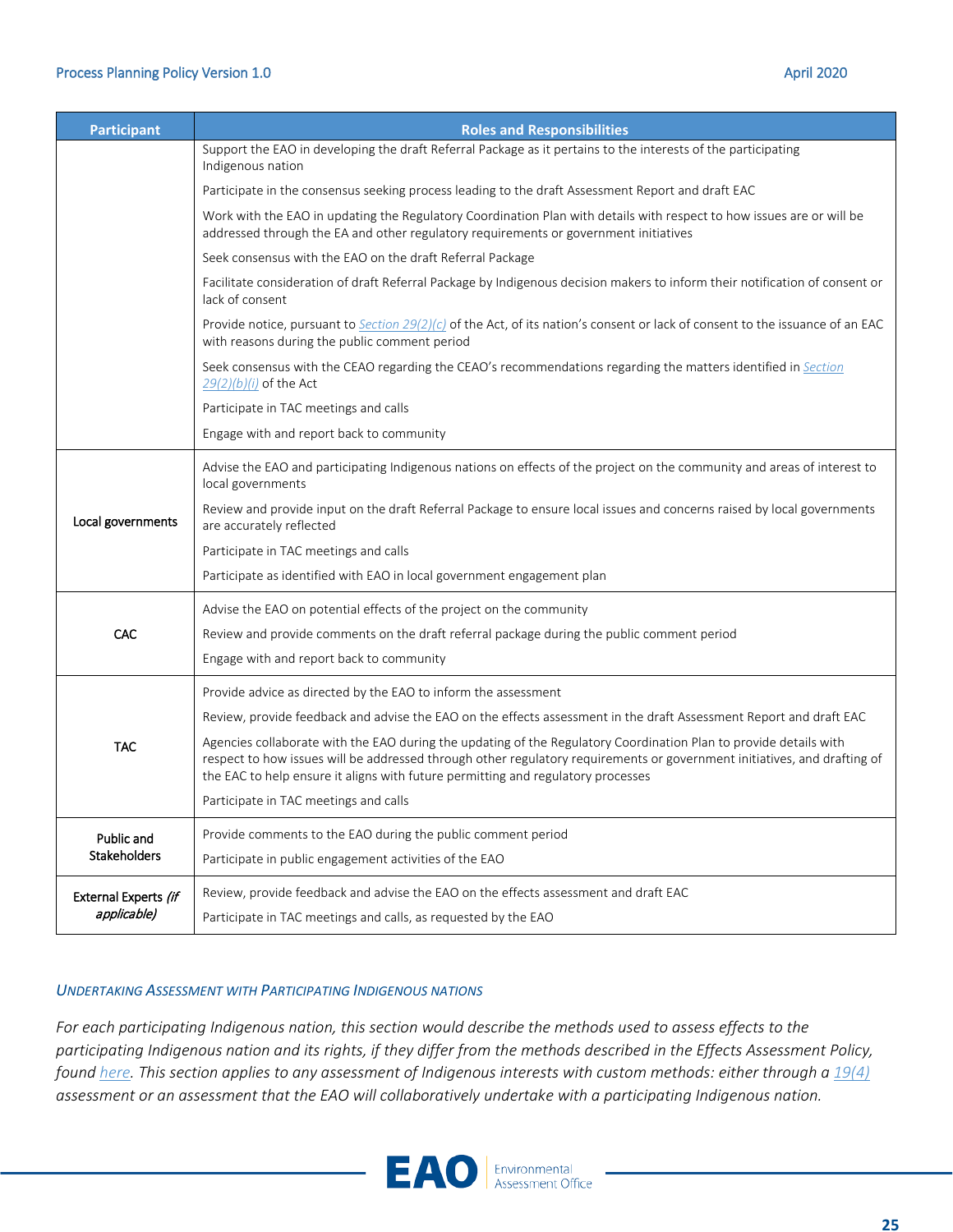| Participant | Roles and Responsibilities |
|---|---|
| | Support the EAO in developing the draft Referral Package as it pertains to the interests of the participating Indigenous nation<br><br>Participate in the consensus seeking process leading to the draft Assessment Report and draft EAC<br><br>Work with the EAO in updating the Regulatory Coordination Plan with details with respect to how issues are or will be addressed through the EA and other regulatory requirements or government initiatives<br><br>Seek consensus with the EAO on the draft Referral Package<br><br>Facilitate consideration of draft Referral Package by Indigenous decision makers to inform their notification of consent or lack of consent<br><br>Provide notice, pursuant to [Section 29(2)(c)]() of the Act, of its nation's consent or lack of consent to the issuance of an EAC with reasons during the public comment period<br><br>Seek consensus with the CEAO regarding the CEAO's recommendations regarding the matters identified in [Section 29(2)(b)(i)]() of the Act<br><br>Participate in TAC meetings and calls<br><br>Engage with and report back to community |
| Local governments | Advise the EAO and participating Indigenous nations on effects of the project on the community and areas of interest to local governments<br><br>Review and provide input on the draft Referral Package to ensure local issues and concerns raised by local governments are accurately reflected<br><br>Participate in TAC meetings and calls<br><br>Participate as identified with EAO in local government engagement plan |
| CAC | Advise the EAO on potential effects of the project on the community<br><br>Review and provide comments on the draft referral package during the public comment period<br><br>Engage with and report back to community |
| TAC | Provide advice as directed by the EAO to inform the assessment<br><br>Review, provide feedback and advise the EAO on the effects assessment in the draft Assessment Report and draft EAC<br><br>Agencies collaborate with the EAO during the updating of the Regulatory Coordination Plan to provide details with respect to how issues will be addressed through other regulatory requirements or government initiatives, and drafting of the EAC to help ensure it aligns with future permitting and regulatory processes<br><br>Participate in TAC meetings and calls |
| Public and Stakeholders | Provide comments to the EAO during the public comment period<br><br>Participate in public engagement activities of the EAO |
| External Experts *(if applicable)* | Review, provide feedback and advise the EAO on the effects assessment and draft EAC<br><br>Participate in TAC meetings and calls, as requested by the EAO |

### *Undertaking Assessment with Participating Indigenous Nations*

*For each participating Indigenous nation, this section would describe the methods used to assess effects to the participating Indigenous nation and its rights, if they differ from the methods described in the Effects Assessment Policy, found [here](). This section applies to any assessment of Indigenous interests with custom methods: either through a [19(4)]() assessment or an assessment that the EAO will collaboratively undertake with a participating Indigenous nation.*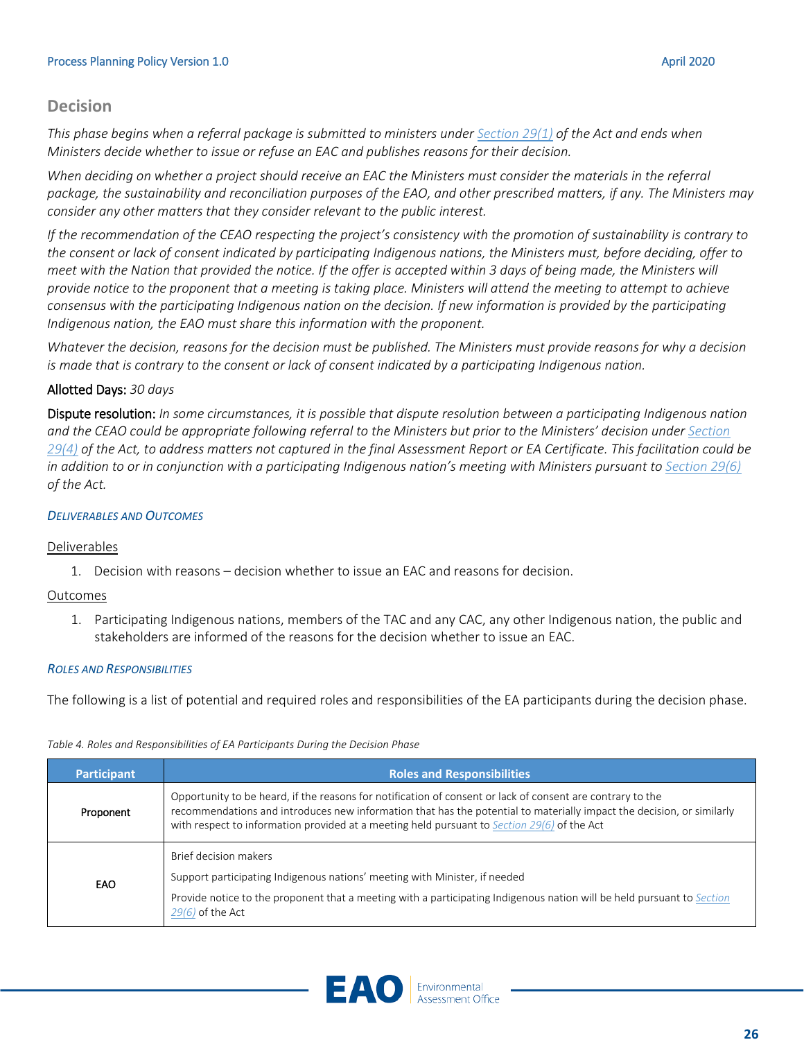## Decision

*This phase begins when a referral package is submitted to ministers under Section 29(1) of the Act and ends when Ministers decide whether to issue or refuse an EAC and publishes reasons for their decision.*

*When deciding on whether a project should receive an EAC the Ministers must consider the materials in the referral package, the sustainability and reconciliation purposes of the EAO, and other prescribed matters, if any. The Ministers may consider any other matters that they consider relevant to the public interest.*

*If the recommendation of the CEAO respecting the project's consistency with the promotion of sustainability is contrary to the consent or lack of consent indicated by participating Indigenous nations, the Ministers must, before deciding, offer to meet with the Nation that provided the notice. If the offer is accepted within 3 days of being made, the Ministers will provide notice to the proponent that a meeting is taking place. Ministers will attend the meeting to attempt to achieve consensus with the participating Indigenous nation on the decision. If new information is provided by the participating Indigenous nation, the EAO must share this information with the proponent.*

*Whatever the decision, reasons for the decision must be published. The Ministers must provide reasons for why a decision is made that is contrary to the consent or lack of consent indicated by a participating Indigenous nation.*

Allotted Days: *30 days*

Dispute resolution: *In some circumstances, it is possible that dispute resolution between a participating Indigenous nation and the CEAO could be appropriate following referral to the Ministers but prior to the Ministers' decision under Section 29(4) of the Act, to address matters not captured in the final Assessment Report or EA Certificate. This facilitation could be in addition to or in conjunction with a participating Indigenous nation's meeting with Ministers pursuant to Section 29(6) of the Act.*

### *Deliverables and Outcomes*

Deliverables

1. Decision with reasons – decision whether to issue an EAC and reasons for decision.

Outcomes

1. Participating Indigenous nations, members of the TAC and any CAC, any other Indigenous nation, the public and stakeholders are informed of the reasons for the decision whether to issue an EAC.

### *Roles and Responsibilities*

The following is a list of potential and required roles and responsibilities of the EA participants during the decision phase.

*Table 4. Roles and Responsibilities of EA Participants During the Decision Phase*

| Participant | Roles and Responsibilities |
|---|---|
| Proponent | Opportunity to be heard, if the reasons for notification of consent or lack of consent are contrary to the recommendations and introduces new information that has the potential to materially impact the decision, or similarly with respect to information provided at a meeting held pursuant to Section 29(6) of the Act |
| EAO | Brief decision makers<br>Support participating Indigenous nations' meeting with Minister, if needed<br>Provide notice to the proponent that a meeting with a participating Indigenous nation will be held pursuant to Section 29(6) of the Act |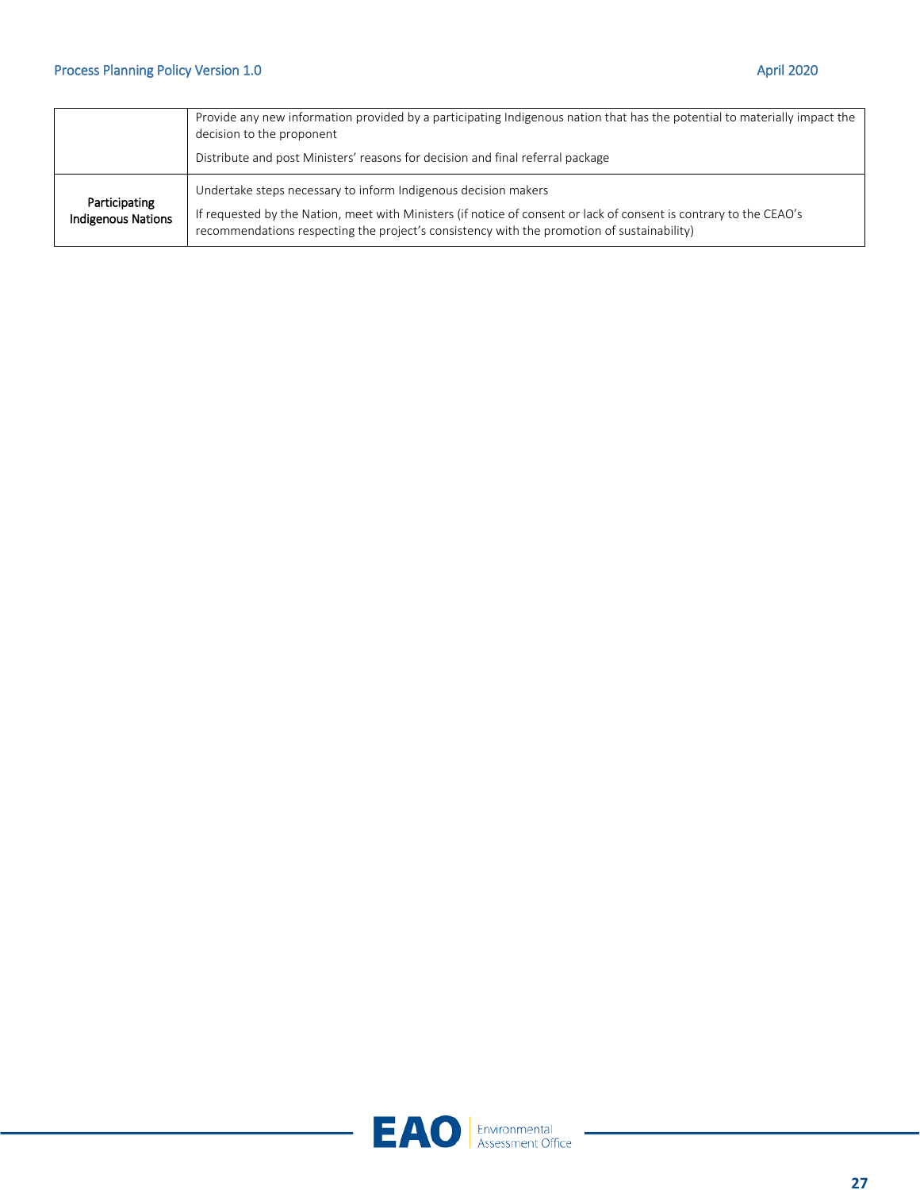| | |
|---|---|
| | Provide any new information provided by a participating Indigenous nation that has the potential to materially impact the decision to the proponent<br><br>Distribute and post Ministers' reasons for decision and final referral package |
| Participating Indigenous Nations | Undertake steps necessary to inform Indigenous decision makers<br><br>If requested by the Nation, meet with Ministers (if notice of consent or lack of consent is contrary to the CEAO's recommendations respecting the project's consistency with the promotion of sustainability) |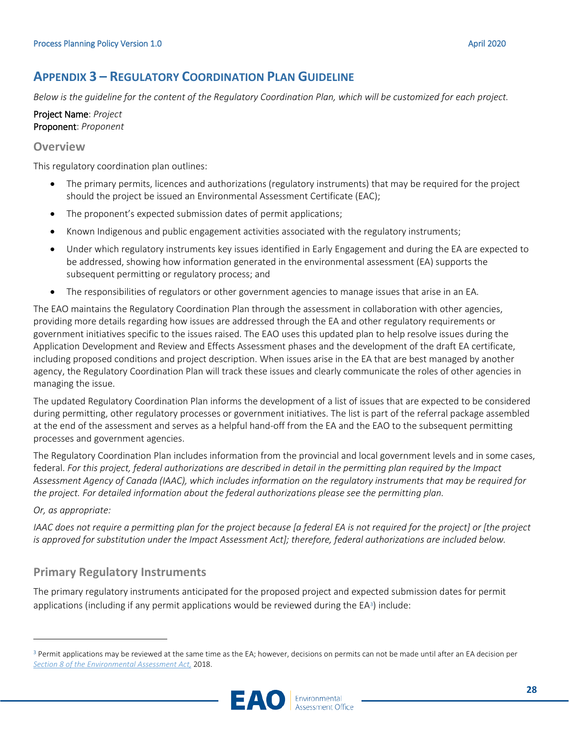## APPENDIX 3 – REGULATORY COORDINATION PLAN GUIDELINE

*Below is the guideline for the content of the Regulatory Coordination Plan, which will be customized for each project.*

Project Name: *Project*
Proponent: *Proponent*

### Overview

This regulatory coordination plan outlines:

- The primary permits, licences and authorizations (regulatory instruments) that may be required for the project should the project be issued an Environmental Assessment Certificate (EAC);
- The proponent's expected submission dates of permit applications;
- Known Indigenous and public engagement activities associated with the regulatory instruments;
- Under which regulatory instruments key issues identified in Early Engagement and during the EA are expected to be addressed, showing how information generated in the environmental assessment (EA) supports the subsequent permitting or regulatory process; and
- The responsibilities of regulators or other government agencies to manage issues that arise in an EA.

The EAO maintains the Regulatory Coordination Plan through the assessment in collaboration with other agencies, providing more details regarding how issues are addressed through the EA and other regulatory requirements or government initiatives specific to the issues raised. The EAO uses this updated plan to help resolve issues during the Application Development and Review and Effects Assessment phases and the development of the draft EA certificate, including proposed conditions and project description. When issues arise in the EA that are best managed by another agency, the Regulatory Coordination Plan will track these issues and clearly communicate the roles of other agencies in managing the issue.

The updated Regulatory Coordination Plan informs the development of a list of issues that are expected to be considered during permitting, other regulatory processes or government initiatives. The list is part of the referral package assembled at the end of the assessment and serves as a helpful hand-off from the EA and the EAO to the subsequent permitting processes and government agencies.

The Regulatory Coordination Plan includes information from the provincial and local government levels and in some cases, federal. *For this project, federal authorizations are described in detail in the permitting plan required by the Impact Assessment Agency of Canada (IAAC), which includes information on the regulatory instruments that may be required for the project. For detailed information about the federal authorizations please see the permitting plan.*

*Or, as appropriate:*

*IAAC does not require a permitting plan for the project because [a federal EA is not required for the project] or [the project is approved for substitution under the Impact Assessment Act]; therefore, federal authorizations are included below.*

### Primary Regulatory Instruments

The primary regulatory instruments anticipated for the proposed project and expected submission dates for permit applications (including if any permit applications would be reviewed during the EA[3]) include:

[3] Permit applications may be reviewed at the same time as the EA; however, decisions on permits can not be made until after an EA decision per *Section 8 of the Environmental Assessment Act,* 2018.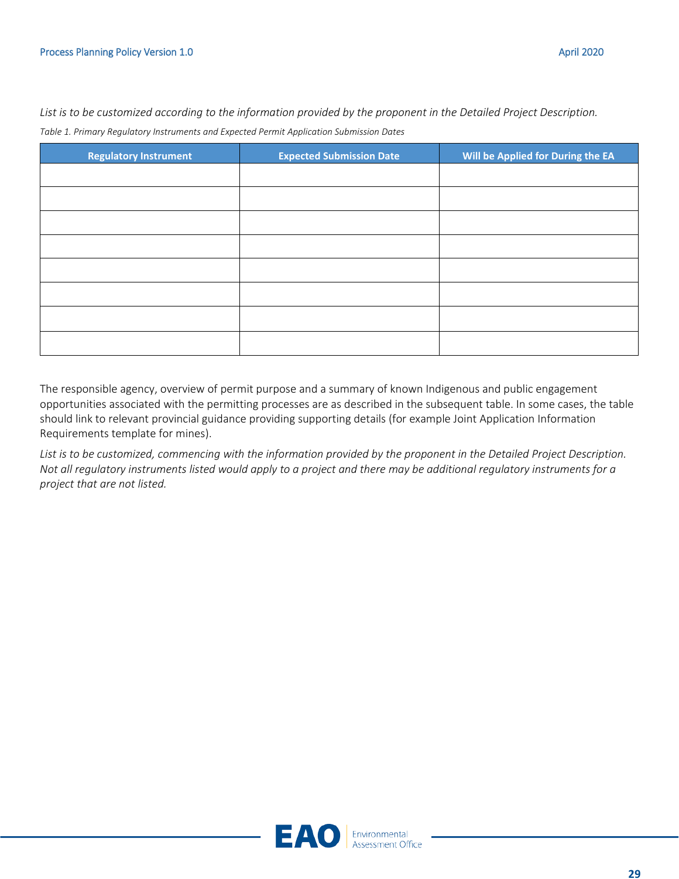*List is to be customized according to the information provided by the proponent in the Detailed Project Description.*

*Table 1. Primary Regulatory Instruments and Expected Permit Application Submission Dates*

| Regulatory Instrument | Expected Submission Date | Will be Applied for During the EA |
| --- | --- | --- |
| | | |
| | | |
| | | |
| | | |
| | | |
| | | |
| | | |
| | | |

The responsible agency, overview of permit purpose and a summary of known Indigenous and public engagement opportunities associated with the permitting processes are as described in the subsequent table. In some cases, the table should link to relevant provincial guidance providing supporting details (for example Joint Application Information Requirements template for mines).

*List is to be customized, commencing with the information provided by the proponent in the Detailed Project Description. Not all regulatory instruments listed would apply to a project and there may be additional regulatory instruments for a project that are not listed.*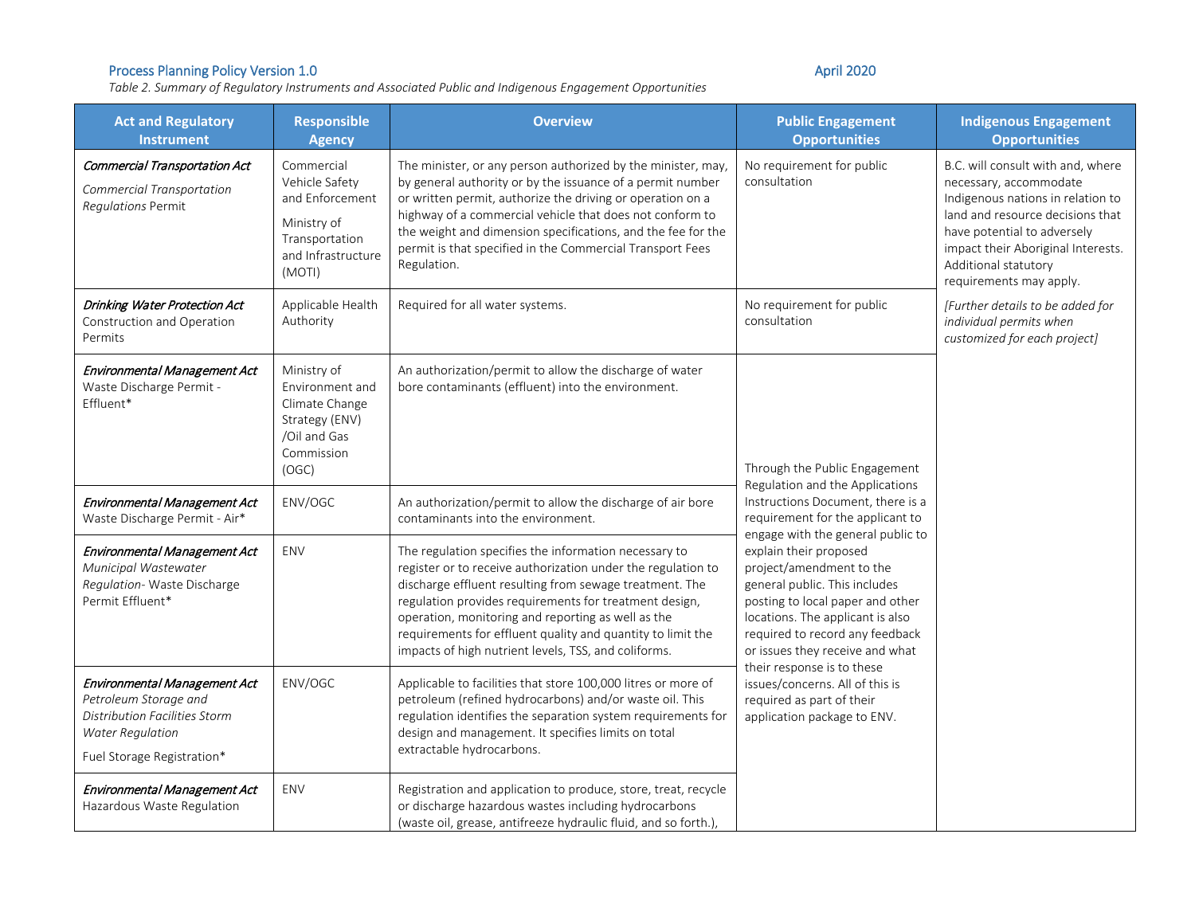Table 2. Summary of Regulatory Instruments and Associated Public and Indigenous Engagement Opportunities

| Act and Regulatory Instrument | Responsible Agency | Overview | Public Engagement Opportunities | Indigenous Engagement Opportunities |
|---|---|---|---|---|
| ***Commercial Transportation Act*** *Commercial Transportation Regulations* Permit | Commercial Vehicle Safety and Enforcement Ministry of Transportation and Infrastructure (MOTI) | The minister, or any person authorized by the minister, may, by general authority or by the issuance of a permit number or written permit, authorize the driving or operation on a highway of a commercial vehicle that does not conform to the weight and dimension specifications, and the fee for the permit is that specified in the Commercial Transport Fees Regulation. | No requirement for public consultation | B.C. will consult with and, where necessary, accommodate Indigenous nations in relation to land and resource decisions that have potential to adversely impact their Aboriginal Interests. Additional statutory requirements may apply. *[Further details to be added for individual permits when customized for each project]* |
| ***Drinking Water Protection Act*** Construction and Operation Permits | Applicable Health Authority | Required for all water systems. | No requirement for public consultation | |
| ***Environmental Management Act*** Waste Discharge Permit - Effluent* | Ministry of Environment and Climate Change Strategy (ENV) /Oil and Gas Commission (OGC) | An authorization/permit to allow the discharge of water bore contaminants (effluent) into the environment. | Through the Public Engagement Regulation and the Applications Instructions Document, there is a requirement for the applicant to engage with the general public to explain their proposed project/amendment to the general public. This includes posting to local paper and other locations. The applicant is also required to record any feedback or issues they receive and what their response is to these issues/concerns. All of this is required as part of their application package to ENV. | |
| ***Environmental Management Act*** Waste Discharge Permit - Air* | ENV/OGC | An authorization/permit to allow the discharge of air bore contaminants into the environment. | | |
| ***Environmental Management Act*** *Municipal Wastewater Regulation*- Waste Discharge Permit Effluent* | ENV | The regulation specifies the information necessary to register or to receive authorization under the regulation to discharge effluent resulting from sewage treatment. The regulation provides requirements for treatment design, operation, monitoring and reporting as well as the requirements for effluent quality and quantity to limit the impacts of high nutrient levels, TSS, and coliforms. | | |
| ***Environmental Management Act*** *Petroleum Storage and Distribution Facilities Storm Water Regulation* Fuel Storage Registration* | ENV/OGC | Applicable to facilities that store 100,000 litres or more of petroleum (refined hydrocarbons) and/or waste oil. This regulation identifies the separation system requirements for design and management. It specifies limits on total extractable hydrocarbons. | | |
| ***Environmental Management Act*** Hazardous Waste Regulation | ENV | Registration and application to produce, store, treat, recycle or discharge hazardous wastes including hydrocarbons (waste oil, grease, antifreeze hydraulic fluid, and so forth.), | | |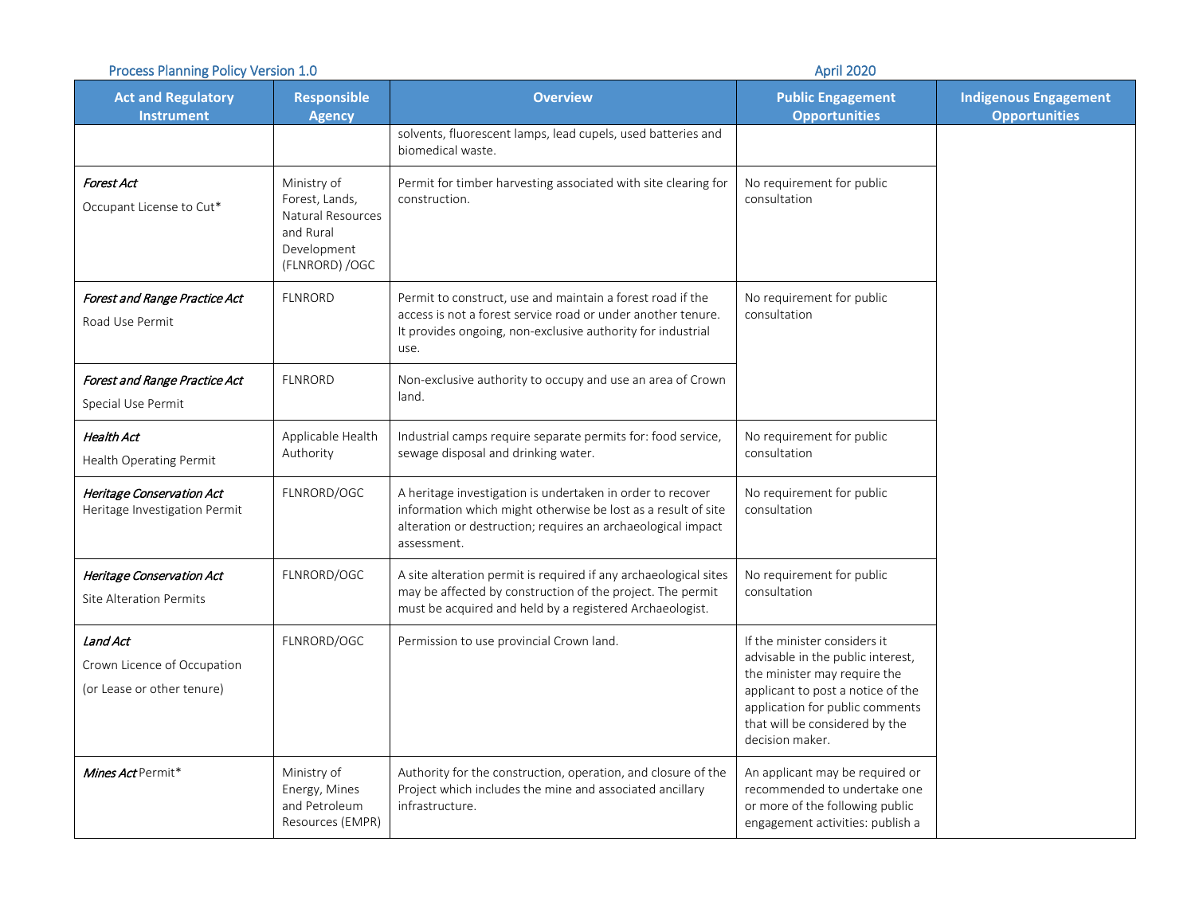| Act and Regulatory Instrument | Responsible Agency | Overview | Public Engagement Opportunities | Indigenous Engagement Opportunities |
|---|---|---|---|---|
| | | solvents, fluorescent lamps, lead cupels, used batteries and biomedical waste. | | |
| *Forest Act*<br>Occupant License to Cut* | Ministry of Forest, Lands, Natural Resources and Rural Development (FLNRORD) /OGC | Permit for timber harvesting associated with site clearing for construction. | No requirement for public consultation | |
| *Forest and Range Practice Act*<br>Road Use Permit | FLNRORD | Permit to construct, use and maintain a forest road if the access is not a forest service road or under another tenure. It provides ongoing, non-exclusive authority for industrial use. | No requirement for public consultation | |
| *Forest and Range Practice Act*<br>Special Use Permit | FLNRORD | Non-exclusive authority to occupy and use an area of Crown land. | | |
| *Health Act*<br>Health Operating Permit | Applicable Health Authority | Industrial camps require separate permits for: food service, sewage disposal and drinking water. | No requirement for public consultation | |
| *Heritage Conservation Act*<br>Heritage Investigation Permit | FLNRORD/OGC | A heritage investigation is undertaken in order to recover information which might otherwise be lost as a result of site alteration or destruction; requires an archaeological impact assessment. | No requirement for public consultation | |
| *Heritage Conservation Act*<br>Site Alteration Permits | FLNRORD/OGC | A site alteration permit is required if any archaeological sites may be affected by construction of the project. The permit must be acquired and held by a registered Archaeologist. | No requirement for public consultation | |
| *Land Act*<br>Crown Licence of Occupation<br>(or Lease or other tenure) | FLNRORD/OGC | Permission to use provincial Crown land. | If the minister considers it advisable in the public interest, the minister may require the applicant to post a notice of the application for public comments that will be considered by the decision maker. | |
| *Mines Act* Permit* | Ministry of Energy, Mines and Petroleum Resources (EMPR) | Authority for the construction, operation, and closure of the Project which includes the mine and associated ancillary infrastructure. | An applicant may be required or recommended to undertake one or more of the following public engagement activities: publish a | |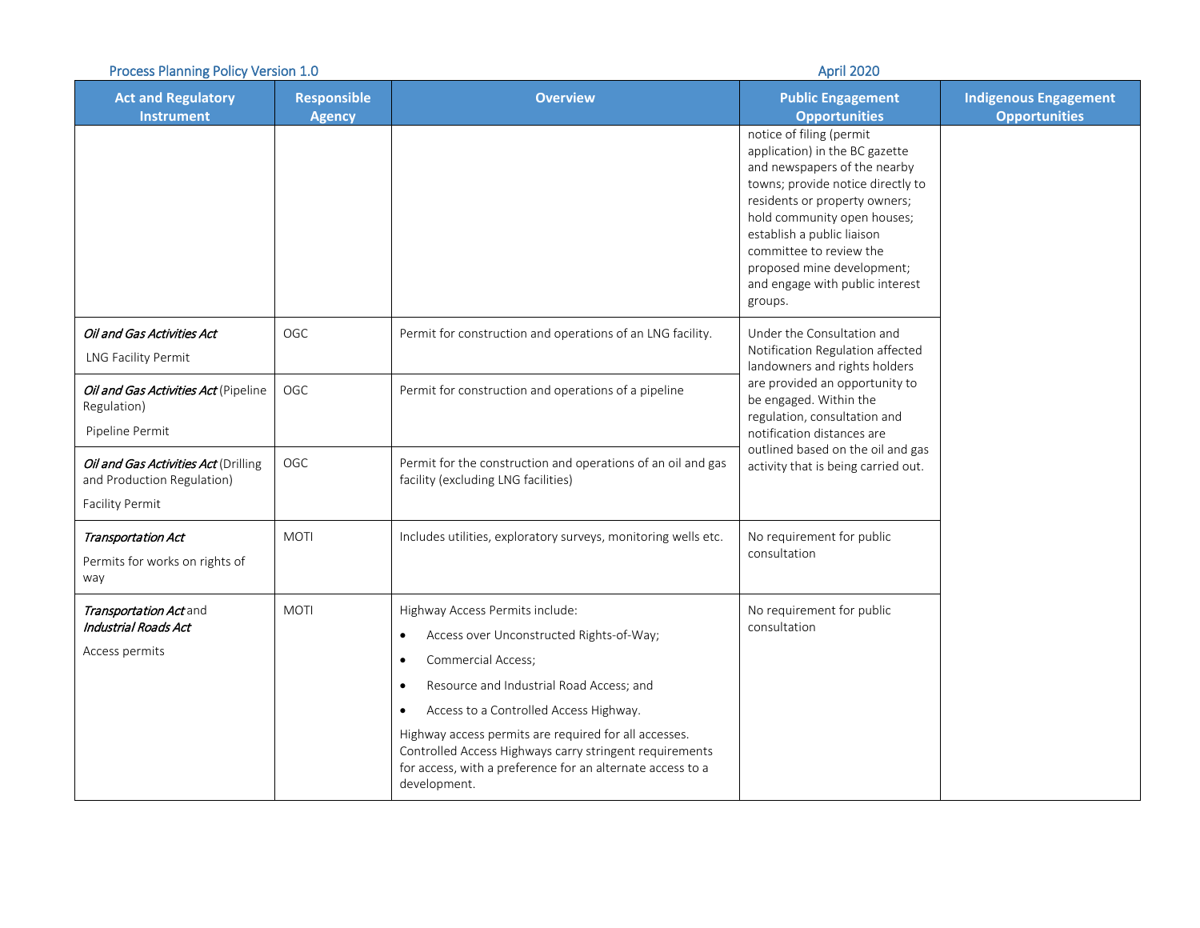| Act and Regulatory Instrument | Responsible Agency | Overview | Public Engagement Opportunities | Indigenous Engagement Opportunities |
|---|---|---|---|---|
| | | | notice of filing (permit application) in the BC gazette and newspapers of the nearby towns; provide notice directly to residents or property owners; hold community open houses; establish a public liaison committee to review the proposed mine development; and engage with public interest groups. | |
| *Oil and Gas Activities Act* LNG Facility Permit | OGC | Permit for construction and operations of an LNG facility. | Under the Consultation and Notification Regulation affected landowners and rights holders are provided an opportunity to be engaged. Within the regulation, consultation and notification distances are outlined based on the oil and gas activity that is being carried out. | |
| *Oil and Gas Activities Act* (Pipeline Regulation) Pipeline Permit | OGC | Permit for construction and operations of a pipeline | | |
| *Oil and Gas Activities Act* (Drilling and Production Regulation) Facility Permit | OGC | Permit for the construction and operations of an oil and gas facility (excluding LNG facilities) | | |
| *Transportation Act* Permits for works on rights of way | MOTI | Includes utilities, exploratory surveys, monitoring wells etc. | No requirement for public consultation | |
| *Transportation Act* and *Industrial Roads Act* Access permits | MOTI | Highway Access Permits include:<br>• Access over Unconstructed Rights-of-Way;<br>• Commercial Access;<br>• Resource and Industrial Road Access; and<br>• Access to a Controlled Access Highway.<br>Highway access permits are required for all accesses. Controlled Access Highways carry stringent requirements for access, with a preference for an alternate access to a development. | No requirement for public consultation | |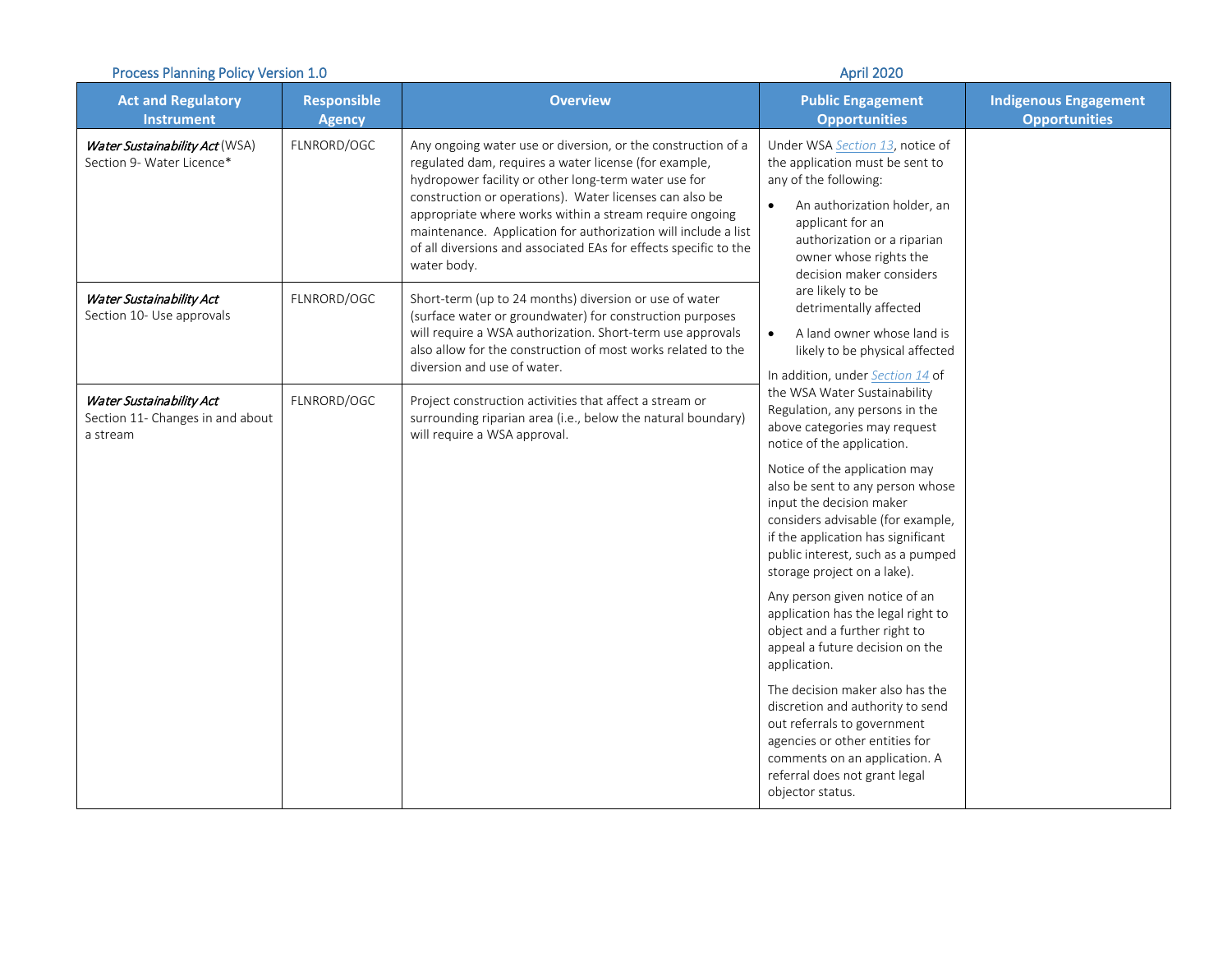| Act and Regulatory Instrument | Responsible Agency | Overview | Public Engagement Opportunities | Indigenous Engagement Opportunities |
|---|---|---|---|---|
| *Water Sustainability Act* (WSA) Section 9- Water Licence* | FLNRORD/OGC | Any ongoing water use or diversion, or the construction of a regulated dam, requires a water license (for example, hydropower facility or other long-term water use for construction or operations). Water licenses can also be appropriate where works within a stream require ongoing maintenance. Application for authorization will include a list of all diversions and associated EAs for effects specific to the water body. | Under WSA *Section 13*, notice of the application must be sent to any of the following:<br>• An authorization holder, an applicant for an authorization or a riparian owner whose rights the decision maker considers are likely to be detrimentally affected<br>• A land owner whose land is likely to be physical affected<br>In addition, under *Section 14* of the WSA Water Sustainability Regulation, any persons in the above categories may request notice of the application.<br>Notice of the application may also be sent to any person whose input the decision maker considers advisable (for example, if the application has significant public interest, such as a pumped storage project on a lake).<br>Any person given notice of an application has the legal right to object and a further right to appeal a future decision on the application.<br>The decision maker also has the discretion and authority to send out referrals to government agencies or other entities for comments on an application. A referral does not grant legal objector status. | |
| *Water Sustainability Act* Section 10- Use approvals | FLNRORD/OGC | Short-term (up to 24 months) diversion or use of water (surface water or groundwater) for construction purposes will require a WSA authorization. Short-term use approvals also allow for the construction of most works related to the diversion and use of water. | | |
| *Water Sustainability Act* Section 11- Changes in and about a stream | FLNRORD/OGC | Project construction activities that affect a stream or surrounding riparian area (i.e., below the natural boundary) will require a WSA approval. | | |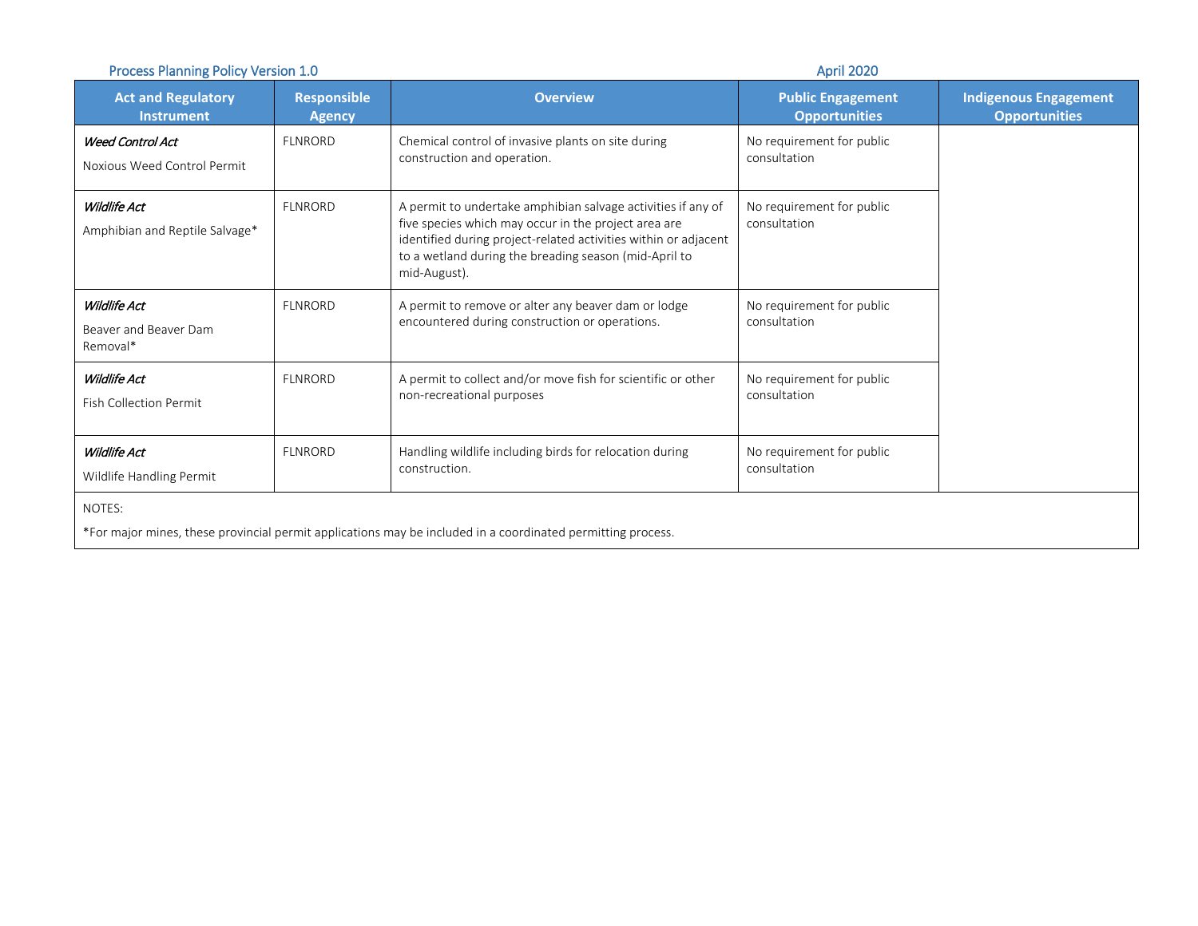| Act and Regulatory Instrument | Responsible Agency | Overview | Public Engagement Opportunities | Indigenous Engagement Opportunities |
| --- | --- | --- | --- | --- |
| *Weed Control Act*<br>Noxious Weed Control Permit | FLNRORD | Chemical control of invasive plants on site during construction and operation. | No requirement for public consultation | |
| *Wildlife Act*<br>Amphibian and Reptile Salvage* | FLNRORD | A permit to undertake amphibian salvage activities if any of five species which may occur in the project area are identified during project-related activities within or adjacent to a wetland during the breading season (mid-April to mid-August). | No requirement for public consultation | |
| *Wildlife Act*<br>Beaver and Beaver Dam Removal* | FLNRORD | A permit to remove or alter any beaver dam or lodge encountered during construction or operations. | No requirement for public consultation | |
| *Wildlife Act*<br>Fish Collection Permit | FLNRORD | A permit to collect and/or move fish for scientific or other non-recreational purposes | No requirement for public consultation | |
| *Wildlife Act*<br>Wildlife Handling Permit | FLNRORD | Handling wildlife including birds for relocation during construction. | No requirement for public consultation | |

NOTES:

*For major mines, these provincial permit applications may be included in a coordinated permitting process.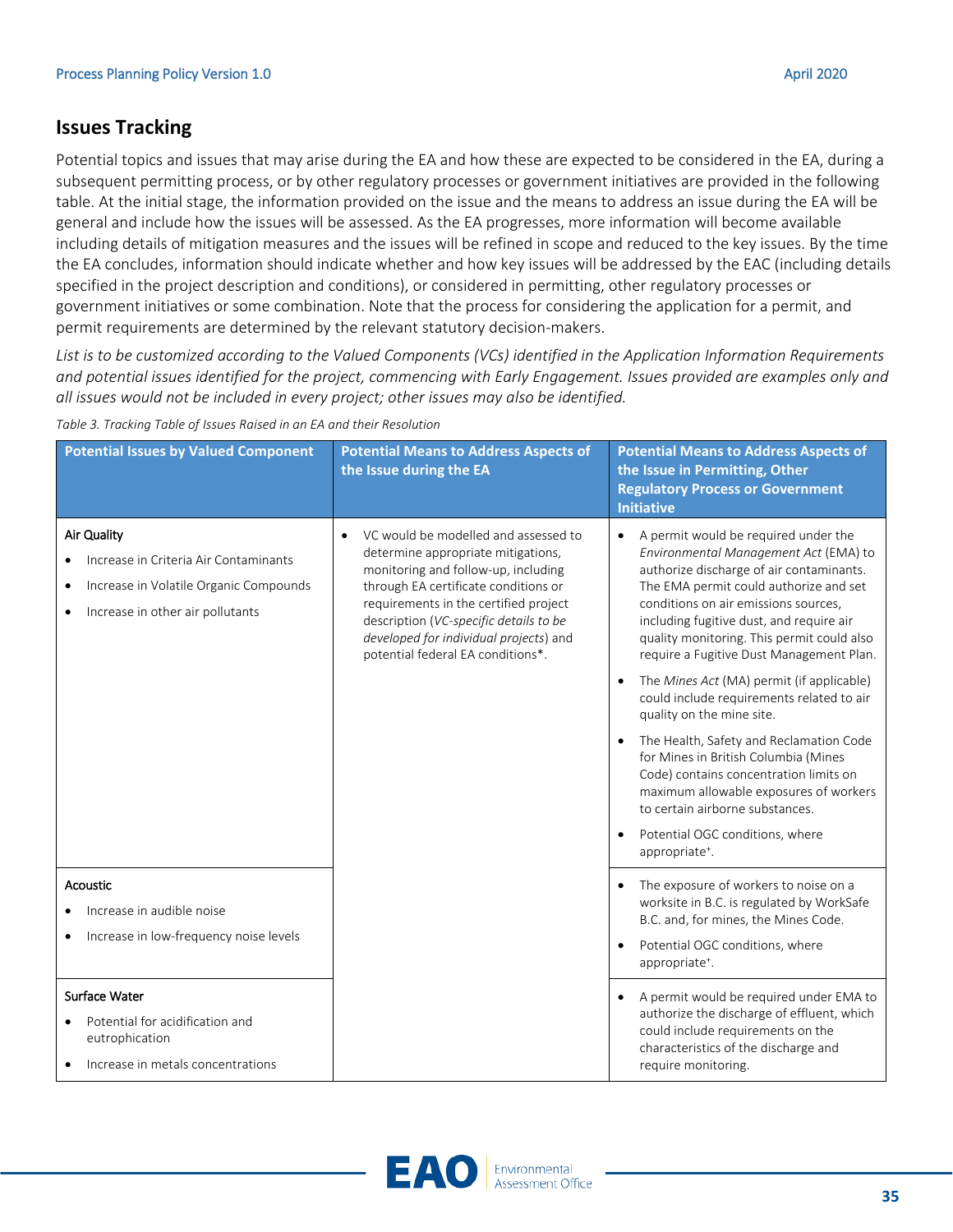## Issues Tracking

Potential topics and issues that may arise during the EA and how these are expected to be considered in the EA, during a subsequent permitting process, or by other regulatory processes or government initiatives are provided in the following table. At the initial stage, the information provided on the issue and the means to address an issue during the EA will be general and include how the issues will be assessed. As the EA progresses, more information will become available including details of mitigation measures and the issues will be refined in scope and reduced to the key issues. By the time the EA concludes, information should indicate whether and how key issues will be addressed by the EAC (including details specified in the project description and conditions), or considered in permitting, other regulatory processes or government initiatives or some combination. Note that the process for considering the application for a permit, and permit requirements are determined by the relevant statutory decision-makers.

*List is to be customized according to the Valued Components (VCs) identified in the Application Information Requirements and potential issues identified for the project, commencing with Early Engagement. Issues provided are examples only and all issues would not be included in every project; other issues may also be identified.*

*Table 3. Tracking Table of Issues Raised in an EA and their Resolution*

| Potential Issues by Valued Component | Potential Means to Address Aspects of the Issue during the EA | Potential Means to Address Aspects of the Issue in Permitting, Other Regulatory Process or Government Initiative |
|---|---|---|
| Air Quality<br>• Increase in Criteria Air Contaminants<br>• Increase in Volatile Organic Compounds<br>• Increase in other air pollutants | • VC would be modelled and assessed to determine appropriate mitigations, monitoring and follow-up, including through EA certificate conditions or requirements in the certified project description (*VC-specific details to be developed for individual projects*) and potential federal EA conditions*. | • A permit would be required under the *Environmental Management Act* (EMA) to authorize discharge of air contaminants. The EMA permit could authorize and set conditions on air emissions sources, including fugitive dust, and require air quality monitoring. This permit could also require a Fugitive Dust Management Plan.<br>• The *Mines Act* (MA) permit (if applicable) could include requirements related to air quality on the mine site.<br>• The Health, Safety and Reclamation Code for Mines in British Columbia (Mines Code) contains concentration limits on maximum allowable exposures of workers to certain airborne substances.<br>• Potential OGC conditions, where appropriate⁺. |
| Acoustic<br>• Increase in audible noise<br>• Increase in low-frequency noise levels | | • The exposure of workers to noise on a worksite in B.C. is regulated by WorkSafe B.C. and, for mines, the Mines Code.<br>• Potential OGC conditions, where appropriate⁺. |
| Surface Water<br>• Potential for acidification and eutrophication<br>• Increase in metals concentrations | | • A permit would be required under EMA to authorize the discharge of effluent, which could include requirements on the characteristics of the discharge and require monitoring. |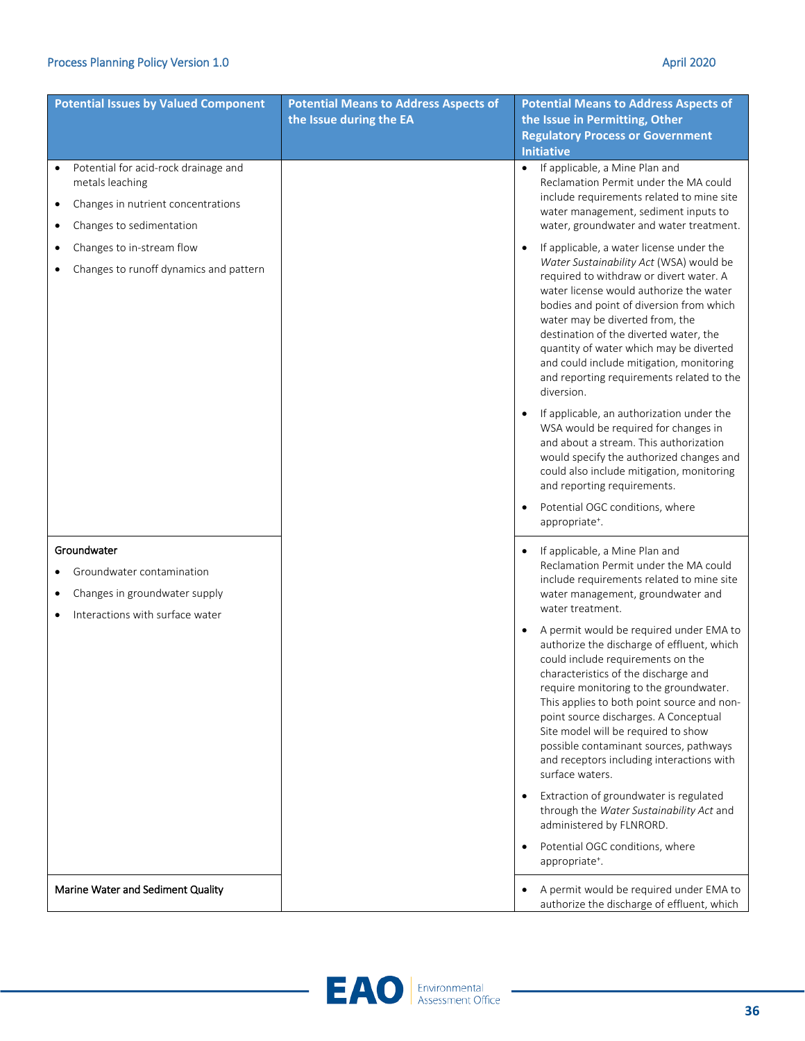| Potential Issues by Valued Component | Potential Means to Address Aspects of the Issue during the EA | Potential Means to Address Aspects of the Issue in Permitting, Other Regulatory Process or Government Initiative |
|---|---|---|
| • Potential for acid-rock drainage and metals leaching<br>• Changes in nutrient concentrations<br>• Changes to sedimentation<br>• Changes to in-stream flow<br>• Changes to runoff dynamics and pattern | | • If applicable, a Mine Plan and Reclamation Permit under the MA could include requirements related to mine site water management, sediment inputs to water, groundwater and water treatment.<br>• If applicable, a water license under the *Water Sustainability Act* (WSA) would be required to withdraw or divert water. A water license would authorize the water bodies and point of diversion from which water may be diverted from, the destination of the diverted water, the quantity of water which may be diverted and could include mitigation, monitoring and reporting requirements related to the diversion.<br>• If applicable, an authorization under the WSA would be required for changes in and about a stream. This authorization would specify the authorized changes and could also include mitigation, monitoring and reporting requirements.<br>• Potential OGC conditions, where appropriate⁺. |
| Groundwater<br>• Groundwater contamination<br>• Changes in groundwater supply<br>• Interactions with surface water | | • If applicable, a Mine Plan and Reclamation Permit under the MA could include requirements related to mine site water management, groundwater and water treatment.<br>• A permit would be required under EMA to authorize the discharge of effluent, which could include requirements on the characteristics of the discharge and require monitoring to the groundwater. This applies to both point source and non-point source discharges. A Conceptual Site model will be required to show possible contaminant sources, pathways and receptors including interactions with surface waters.<br>• Extraction of groundwater is regulated through the *Water Sustainability Act* and administered by FLNRORD.<br>• Potential OGC conditions, where appropriate⁺. |
| Marine Water and Sediment Quality | | • A permit would be required under EMA to authorize the discharge of effluent, which |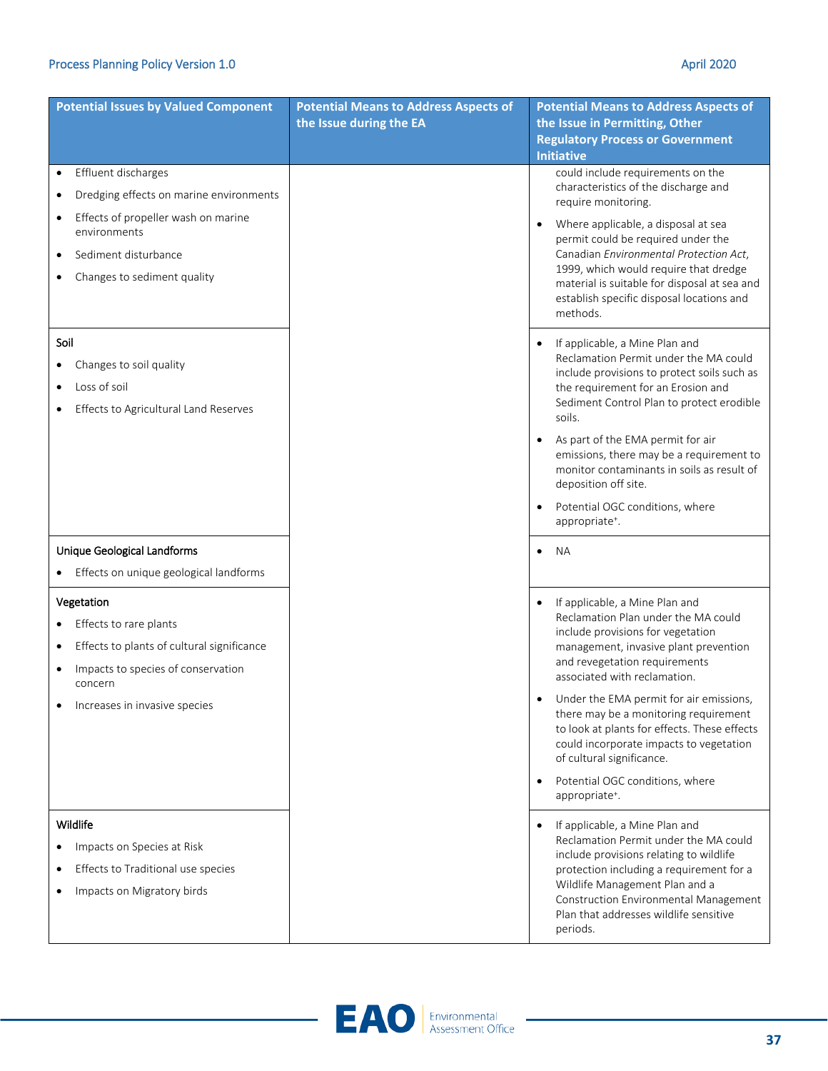| Potential Issues by Valued Component | Potential Means to Address Aspects of the Issue during the EA | Potential Means to Address Aspects of the Issue in Permitting, Other Regulatory Process or Government Initiative |
|---|---|---|
| • Effluent discharges<br>• Dredging effects on marine environments<br>• Effects of propeller wash on marine environments<br>• Sediment disturbance<br>• Changes to sediment quality | | could include requirements on the characteristics of the discharge and require monitoring.<br>• Where applicable, a disposal at sea permit could be required under the Canadian *Environmental Protection Act*, 1999, which would require that dredge material is suitable for disposal at sea and establish specific disposal locations and methods. |
| Soil<br>• Changes to soil quality<br>• Loss of soil<br>• Effects to Agricultural Land Reserves | | • If applicable, a Mine Plan and Reclamation Permit under the MA could include provisions to protect soils such as the requirement for an Erosion and Sediment Control Plan to protect erodible soils.<br>• As part of the EMA permit for air emissions, there may be a requirement to monitor contaminants in soils as result of deposition off site.<br>• Potential OGC conditions, where appropriate⁺. |
| Unique Geological Landforms<br>• Effects on unique geological landforms | | • NA |
| Vegetation<br>• Effects to rare plants<br>• Effects to plants of cultural significance<br>• Impacts to species of conservation concern<br>• Increases in invasive species | | • If applicable, a Mine Plan and Reclamation Plan under the MA could include provisions for vegetation management, invasive plant prevention and revegetation requirements associated with reclamation.<br>• Under the EMA permit for air emissions, there may be a monitoring requirement to look at plants for effects. These effects could incorporate impacts to vegetation of cultural significance.<br>• Potential OGC conditions, where appropriate⁺. |
| Wildlife<br>• Impacts on Species at Risk<br>• Effects to Traditional use species<br>• Impacts on Migratory birds | | • If applicable, a Mine Plan and Reclamation Permit under the MA could include provisions relating to wildlife protection including a requirement for a Wildlife Management Plan and a Construction Environmental Management Plan that addresses wildlife sensitive periods. |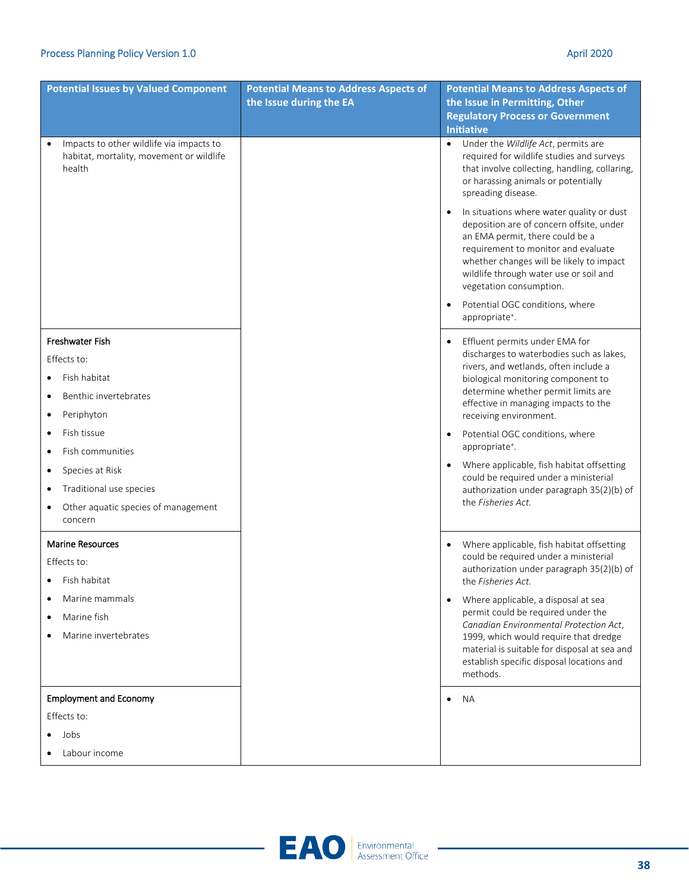| Potential Issues by Valued Component | Potential Means to Address Aspects of the Issue during the EA | Potential Means to Address Aspects of the Issue in Permitting, Other Regulatory Process or Government Initiative |
|---|---|---|
| • Impacts to other wildlife via impacts to habitat, mortality, movement or wildlife health | | • Under the *Wildlife Act*, permits are required for wildlife studies and surveys that involve collecting, handling, collaring, or harassing animals or potentially spreading disease.<br>• In situations where water quality or dust deposition are of concern offsite, under an EMA permit, there could be a requirement to monitor and evaluate whether changes will be likely to impact wildlife through water use or soil and vegetation consumption.<br>• Potential OGC conditions, where appropriate⁺. |
| Freshwater Fish<br>Effects to:<br>• Fish habitat<br>• Benthic invertebrates<br>• Periphyton<br>• Fish tissue<br>• Fish communities<br>• Species at Risk<br>• Traditional use species<br>• Other aquatic species of management concern | | • Effluent permits under EMA for discharges to waterbodies such as lakes, rivers, and wetlands, often include a biological monitoring component to determine whether permit limits are effective in managing impacts to the receiving environment.<br>• Potential OGC conditions, where appropriate⁺.<br>• Where applicable, fish habitat offsetting could be required under a ministerial authorization under paragraph 35(2)(b) of the *Fisheries Act.* |
| Marine Resources<br>Effects to:<br>• Fish habitat<br>• Marine mammals<br>• Marine fish<br>• Marine invertebrates | | • Where applicable, fish habitat offsetting could be required under a ministerial authorization under paragraph 35(2)(b) of the *Fisheries Act.*<br>• Where applicable, a disposal at sea permit could be required under the *Canadian Environmental Protection Act*, 1999, which would require that dredge material is suitable for disposal at sea and establish specific disposal locations and methods. |
| Employment and Economy<br>Effects to:<br>• Jobs<br>• Labour income | | • NA |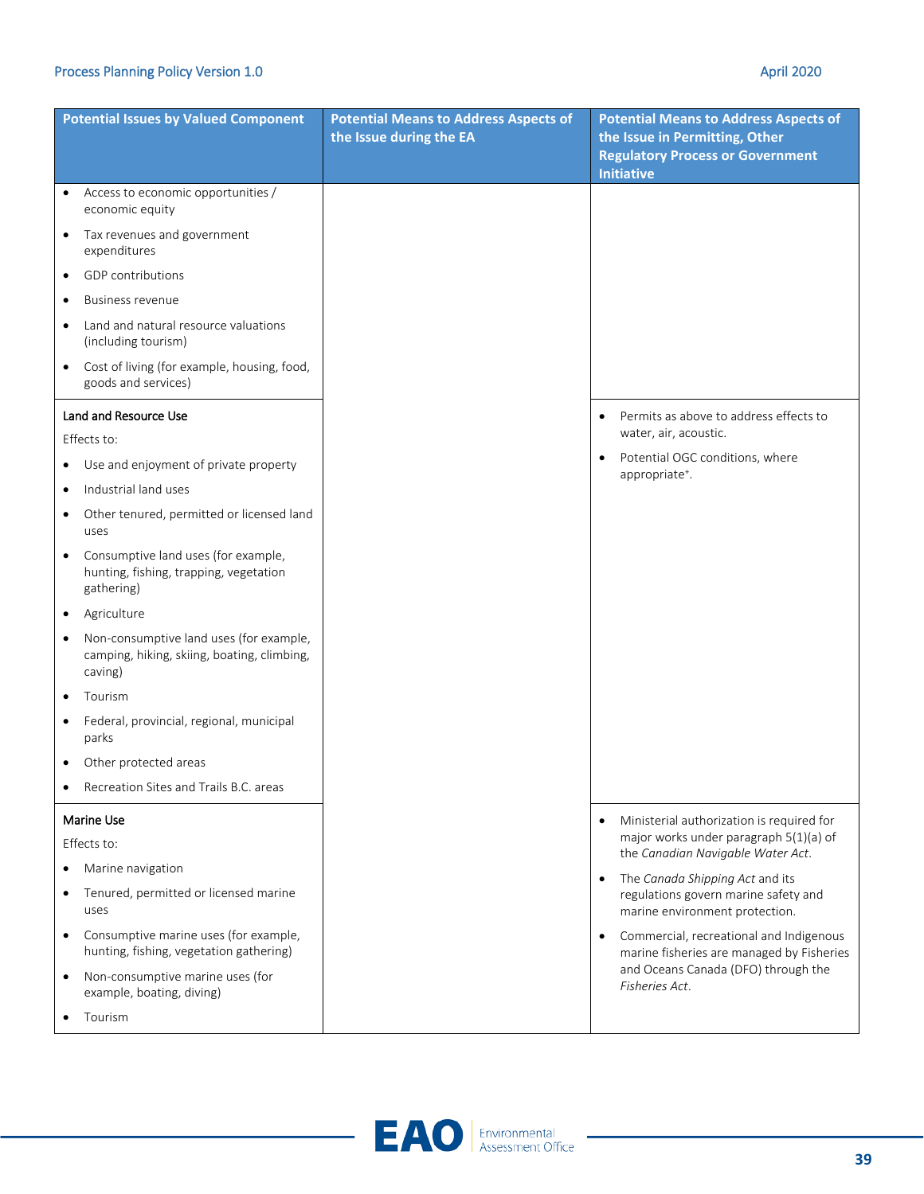| Potential Issues by Valued Component | Potential Means to Address Aspects of the Issue during the EA | Potential Means to Address Aspects of the Issue in Permitting, Other Regulatory Process or Government Initiative |
|---|---|---|
| • Access to economic opportunities / economic equity<br>• Tax revenues and government expenditures<br>• GDP contributions<br>• Business revenue<br>• Land and natural resource valuations (including tourism)<br>• Cost of living (for example, housing, food, goods and services) | | |
| **Land and Resource Use**<br>Effects to:<br>• Use and enjoyment of private property<br>• Industrial land uses<br>• Other tenured, permitted or licensed land uses<br>• Consumptive land uses (for example, hunting, fishing, trapping, vegetation gathering)<br>• Agriculture<br>• Non-consumptive land uses (for example, camping, hiking, skiing, boating, climbing, caving)<br>• Tourism<br>• Federal, provincial, regional, municipal parks<br>• Other protected areas<br>• Recreation Sites and Trails B.C. areas | | • Permits as above to address effects to water, air, acoustic.<br>• Potential OGC conditions, where appropriate⁺. |
| **Marine Use**<br>Effects to:<br>• Marine navigation<br>• Tenured, permitted or licensed marine uses<br>• Consumptive marine uses (for example, hunting, fishing, vegetation gathering)<br>• Non-consumptive marine uses (for example, boating, diving)<br>• Tourism | | • Ministerial authorization is required for major works under paragraph 5(1)(a) of the *Canadian Navigable Water Act*.<br>• The *Canada Shipping Act* and its regulations govern marine safety and marine environment protection.<br>• Commercial, recreational and Indigenous marine fisheries are managed by Fisheries and Oceans Canada (DFO) through the *Fisheries Act*. |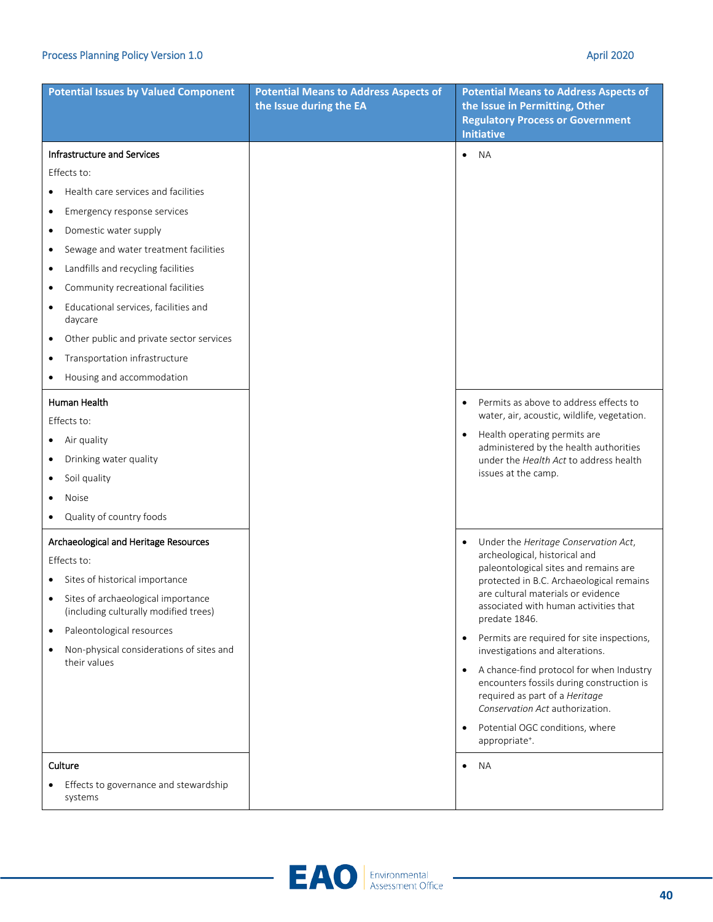| Potential Issues by Valued Component | Potential Means to Address Aspects of the Issue during the EA | Potential Means to Address Aspects of the Issue in Permitting, Other Regulatory Process or Government Initiative |
|---|---|---|
| Infrastructure and Services<br><br>Effects to:<br>• Health care services and facilities<br>• Emergency response services<br>• Domestic water supply<br>• Sewage and water treatment facilities<br>• Landfills and recycling facilities<br>• Community recreational facilities<br>• Educational services, facilities and daycare<br>• Other public and private sector services<br>• Transportation infrastructure<br>• Housing and accommodation | | • NA |
| Human Health<br><br>Effects to:<br>• Air quality<br>• Drinking water quality<br>• Soil quality<br>• Noise<br>• Quality of country foods | | • Permits as above to address effects to water, air, acoustic, wildlife, vegetation.<br>• Health operating permits are administered by the health authorities under the *Health Act* to address health issues at the camp. |
| Archaeological and Heritage Resources<br><br>Effects to:<br>• Sites of historical importance<br>• Sites of archaeological importance (including culturally modified trees)<br>• Paleontological resources<br>• Non-physical considerations of sites and their values | | • Under the *Heritage Conservation Act*, archeological, historical and paleontological sites and remains are protected in B.C. Archaeological remains are cultural materials or evidence associated with human activities that predate 1846.<br>• Permits are required for site inspections, investigations and alterations.<br>• A chance-find protocol for when Industry encounters fossils during construction is required as part of a *Heritage Conservation Act* authorization.<br>• Potential OGC conditions, where appropriate⁺. |
| Culture<br><br>• Effects to governance and stewardship systems | | • NA |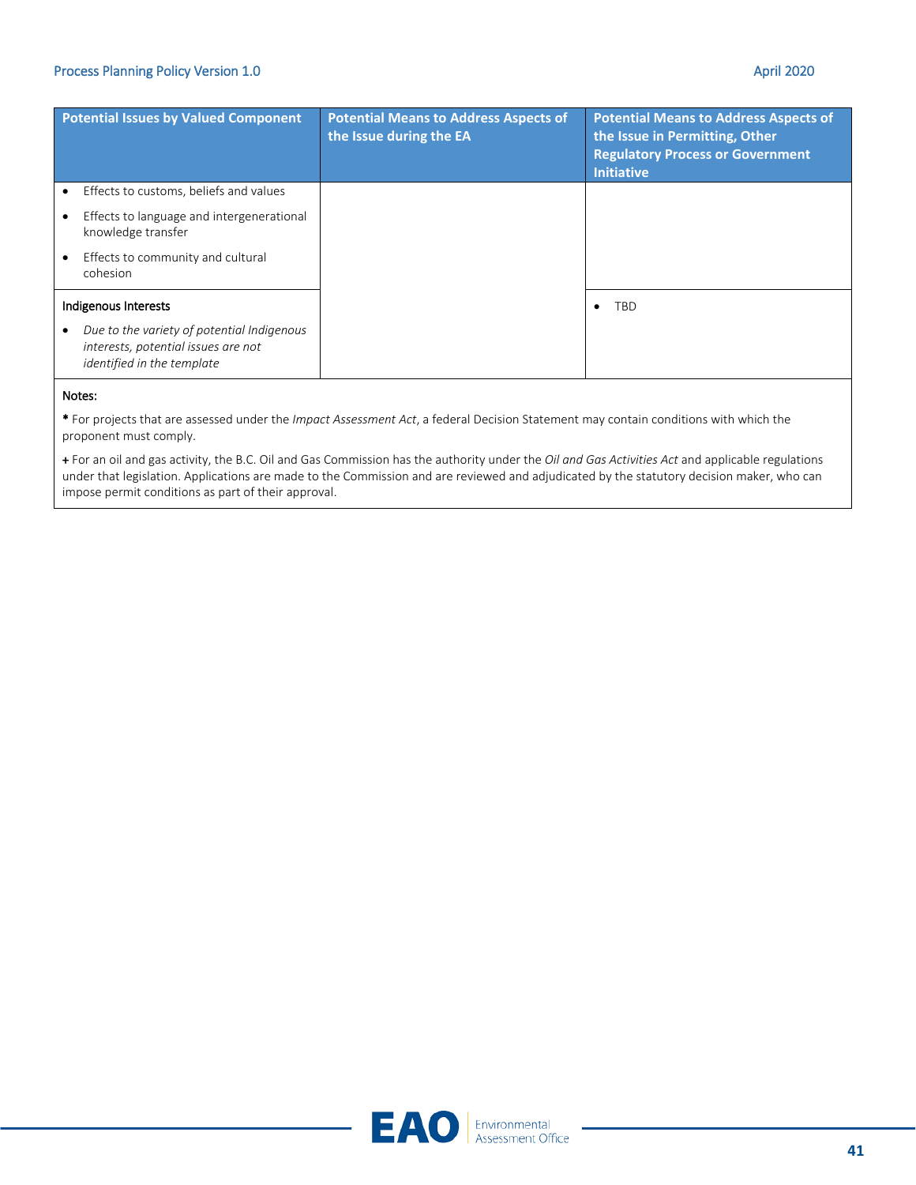| Potential Issues by Valued Component | Potential Means to Address Aspects of the Issue during the EA | Potential Means to Address Aspects of the Issue in Permitting, Other Regulatory Process or Government Initiative |
|---|---|---|
| • Effects to customs, beliefs and values<br>• Effects to language and intergenerational knowledge transfer<br>• Effects to community and cultural cohesion | | |
| Indigenous Interests<br>• *Due to the variety of potential Indigenous interests, potential issues are not identified in the template* | | • TBD |

Notes:

**\*** For projects that are assessed under the *Impact Assessment Act*, a federal Decision Statement may contain conditions with which the proponent must comply.

**+** For an oil and gas activity, the B.C. Oil and Gas Commission has the authority under the *Oil and Gas Activities Act* and applicable regulations under that legislation. Applications are made to the Commission and are reviewed and adjudicated by the statutory decision maker, who can impose permit conditions as part of their approval.